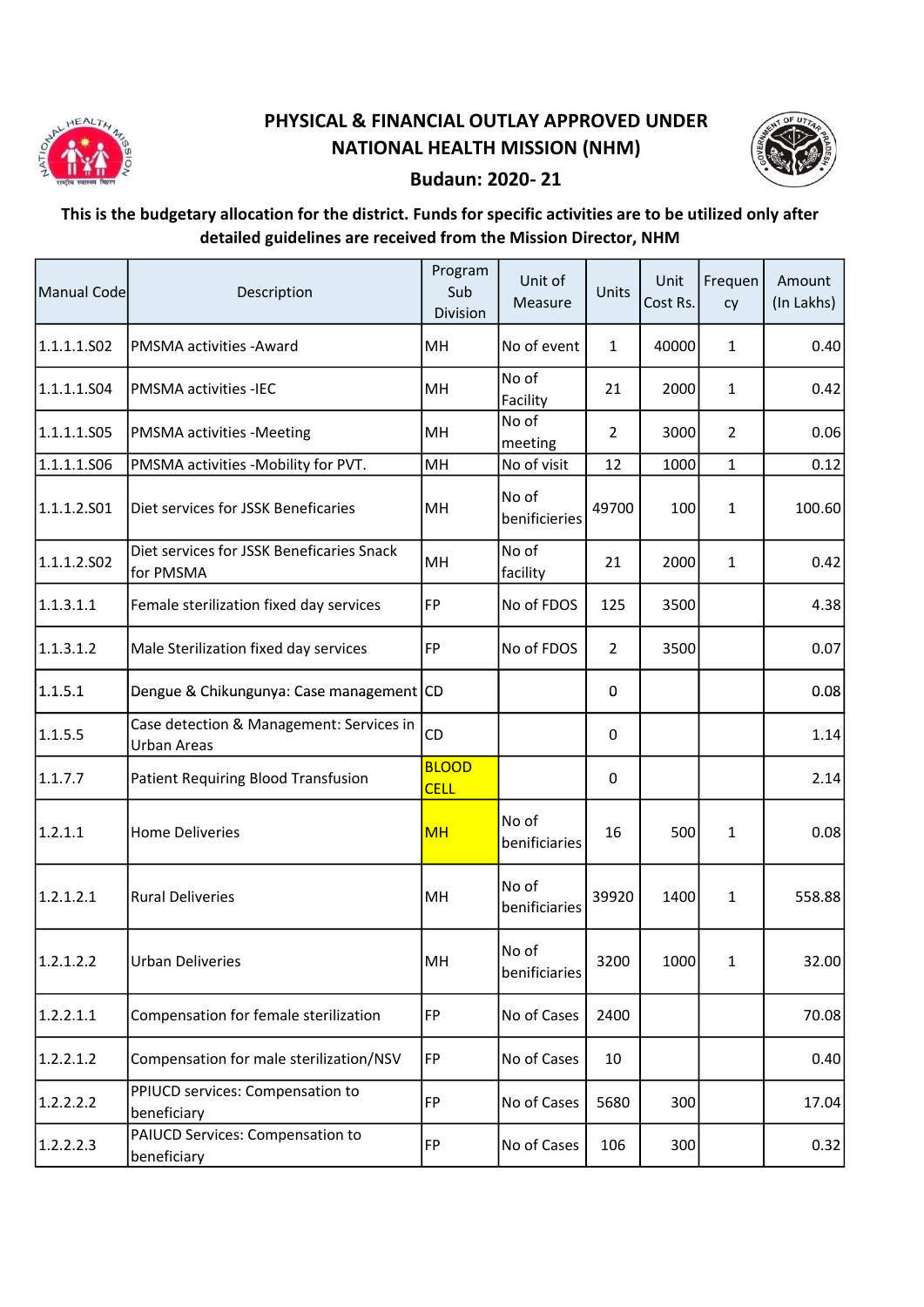# PHYSICAL & FINANCIAL OUTLAY APPROVED UNDER NATIONAL HEALTH MISSION (NHM)

## Budaun: 2020- 21

**This is the budgetary allocation for the district. Funds for specific activities are to be utilized only after detailed guidelines are received from the Mission Director, NHM**

| Manual Code | Description | Program Sub Division | Unit of Measure | Units | Unit Cost Rs. | Frequency | Amount (In Lakhs) |
|---|---|---|---|---|---|---|---|
| 1.1.1.1.S02 | PMSMA activities -Award | MH | No of event | 1 | 40000 | 1 | 0.40 |
| 1.1.1.1.S04 | PMSMA activities -IEC | MH | No of Facility | 21 | 2000 | 1 | 0.42 |
| 1.1.1.1.S05 | PMSMA activities -Meeting | MH | No of meeting | 2 | 3000 | 2 | 0.06 |
| 1.1.1.1.S06 | PMSMA activities -Mobility for PVT. | MH | No of visit | 12 | 1000 | 1 | 0.12 |
| 1.1.1.2.S01 | Diet services for JSSK Beneficaries | MH | No of benificieries | 49700 | 100 | 1 | 100.60 |
| 1.1.1.2.S02 | Diet services for JSSK Beneficaries Snack for PMSMA | MH | No of facility | 21 | 2000 | 1 | 0.42 |
| 1.1.3.1.1 | Female sterilization fixed day services | FP | No of FDOS | 125 | 3500 | | 4.38 |
| 1.1.3.1.2 | Male Sterilization fixed day services | FP | No of FDOS | 2 | 3500 | | 0.07 |
| 1.1.5.1 | Dengue & Chikungunya: Case management | CD | | 0 | | | 0.08 |
| 1.1.5.5 | Case detection & Management: Services in Urban Areas | CD | | 0 | | | 1.14 |
| 1.1.7.7 | Patient Requiring Blood Transfusion | BLOOD CELL | | 0 | | | 2.14 |
| 1.2.1.1 | Home Deliveries | MH | No of benificiaries | 16 | 500 | 1 | 0.08 |
| 1.2.1.2.1 | Rural Deliveries | MH | No of benificiaries | 39920 | 1400 | 1 | 558.88 |
| 1.2.1.2.2 | Urban Deliveries | MH | No of benificiaries | 3200 | 1000 | 1 | 32.00 |
| 1.2.2.1.1 | Compensation for female sterilization | FP | No of Cases | 2400 | | | 70.08 |
| 1.2.2.1.2 | Compensation for male sterilization/NSV | FP | No of Cases | 10 | | | 0.40 |
| 1.2.2.2.2 | PPIUCD services: Compensation to beneficiary | FP | No of Cases | 5680 | 300 | | 17.04 |
| 1.2.2.2.3 | PAIUCD Services: Compensation to beneficiary | FP | No of Cases | 106 | 300 | | 0.32 |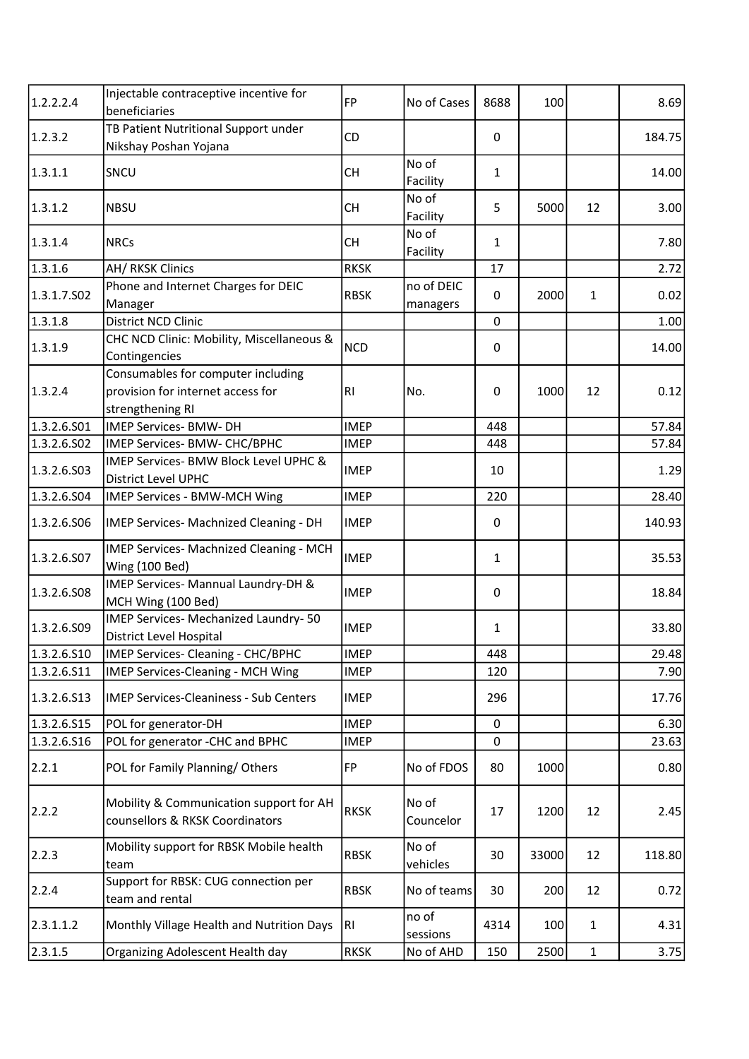| | | | | | | | |
|---|---|---|---|---|---|---|---|
| 1.2.2.2.4 | Injectable contraceptive incentive for beneficiaries | FP | No of Cases | 8688 | 100 | | 8.69 |
| 1.2.3.2 | TB Patient Nutritional Support under Nikshay Poshan Yojana | CD | | 0 | | | 184.75 |
| 1.3.1.1 | SNCU | CH | No of Facility | 1 | | | 14.00 |
| 1.3.1.2 | NBSU | CH | No of Facility | 5 | 5000 | 12 | 3.00 |
| 1.3.1.4 | NRCs | CH | No of Facility | 1 | | | 7.80 |
| 1.3.1.6 | AH/ RKSK Clinics | RKSK | | 17 | | | 2.72 |
| 1.3.1.7.S02 | Phone and Internet Charges for DEIC Manager | RBSK | no of DEIC managers | 0 | 2000 | 1 | 0.02 |
| 1.3.1.8 | District NCD Clinic | | | 0 | | | 1.00 |
| 1.3.1.9 | CHC NCD Clinic: Mobility, Miscellaneous & Contingencies | NCD | | 0 | | | 14.00 |
| 1.3.2.4 | Consumables for computer including provision for internet access for strengthening RI | RI | No. | 0 | 1000 | 12 | 0.12 |
| 1.3.2.6.S01 | IMEP Services- BMW- DH | IMEP | | 448 | | | 57.84 |
| 1.3.2.6.S02 | IMEP Services- BMW- CHC/BPHC | IMEP | | 448 | | | 57.84 |
| 1.3.2.6.S03 | IMEP Services- BMW Block Level UPHC & District Level UPHC | IMEP | | 10 | | | 1.29 |
| 1.3.2.6.S04 | IMEP Services - BMW-MCH Wing | IMEP | | 220 | | | 28.40 |
| 1.3.2.6.S06 | IMEP Services- Machnized Cleaning - DH | IMEP | | 0 | | | 140.93 |
| 1.3.2.6.S07 | IMEP Services- Machnized Cleaning - MCH Wing (100 Bed) | IMEP | | 1 | | | 35.53 |
| 1.3.2.6.S08 | IMEP Services- Mannual Laundry-DH & MCH Wing (100 Bed) | IMEP | | 0 | | | 18.84 |
| 1.3.2.6.S09 | IMEP Services- Mechanized Laundry- 50 District Level Hospital | IMEP | | 1 | | | 33.80 |
| 1.3.2.6.S10 | IMEP Services- Cleaning - CHC/BPHC | IMEP | | 448 | | | 29.48 |
| 1.3.2.6.S11 | IMEP Services-Cleaning - MCH Wing | IMEP | | 120 | | | 7.90 |
| 1.3.2.6.S13 | IMEP Services-Cleaniness - Sub Centers | IMEP | | 296 | | | 17.76 |
| 1.3.2.6.S15 | POL for generator-DH | IMEP | | 0 | | | 6.30 |
| 1.3.2.6.S16 | POL for generator -CHC and BPHC | IMEP | | 0 | | | 23.63 |
| 2.2.1 | POL for Family Planning/ Others | FP | No of FDOS | 80 | 1000 | | 0.80 |
| 2.2.2 | Mobility & Communication support for AH counsellors & RKSK Coordinators | RKSK | No of Councelor | 17 | 1200 | 12 | 2.45 |
| 2.2.3 | Mobility support for RBSK Mobile health team | RBSK | No of vehicles | 30 | 33000 | 12 | 118.80 |
| 2.2.4 | Support for RBSK: CUG connection per team and rental | RBSK | No of teams | 30 | 200 | 12 | 0.72 |
| 2.3.1.1.2 | Monthly Village Health and Nutrition Days | RI | no of sessions | 4314 | 100 | 1 | 4.31 |
| 2.3.1.5 | Organizing Adolescent Health day | RKSK | No of AHD | 150 | 2500 | 1 | 3.75 |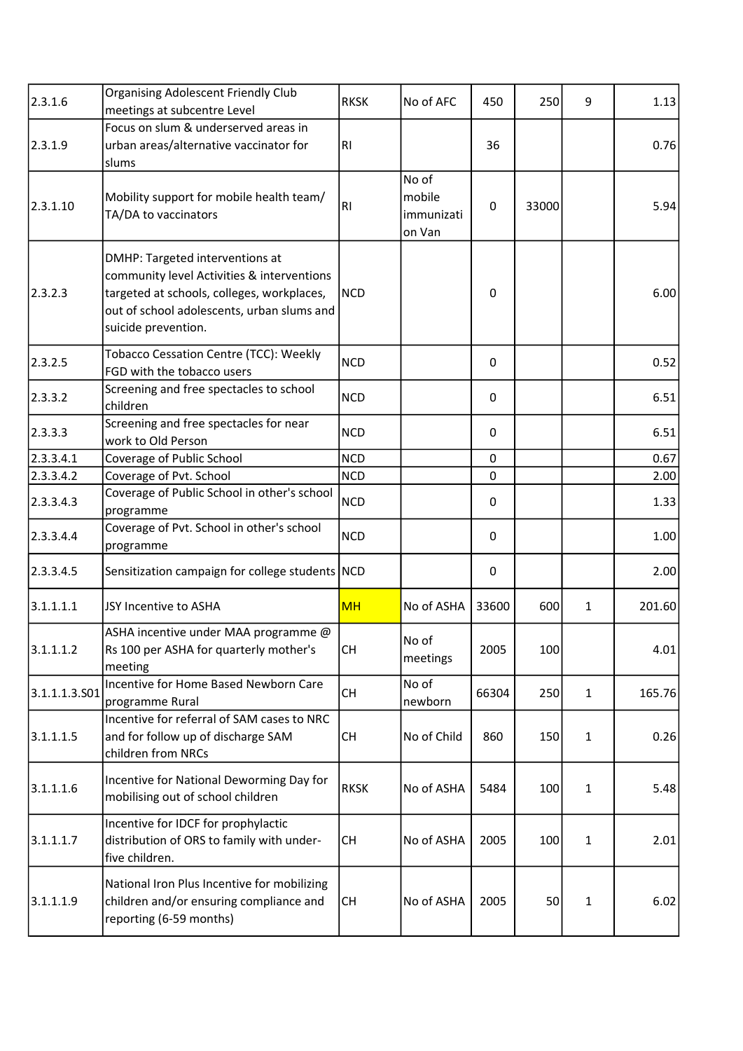| | | | | | | | |
|---|---|---|---|---|---|---|---|
| 2.3.1.6 | Organising Adolescent Friendly Club meetings at subcentre Level | RKSK | No of AFC | 450 | 250 | 9 | 1.13 |
| 2.3.1.9 | Focus on slum & underserved areas in urban areas/alternative vaccinator for slums | RI | | 36 | | | 0.76 |
| 2.3.1.10 | Mobility support for mobile health team/ TA/DA to vaccinators | RI | No of mobile immunization Van | 0 | 33000 | | 5.94 |
| 2.3.2.3 | DMHP: Targeted interventions at community level Activities & interventions targeted at schools, colleges, workplaces, out of school adolescents, urban slums and suicide prevention. | NCD | | 0 | | | 6.00 |
| 2.3.2.5 | Tobacco Cessation Centre (TCC): Weekly FGD with the tobacco users | NCD | | 0 | | | 0.52 |
| 2.3.3.2 | Screening and free spectacles to school children | NCD | | 0 | | | 6.51 |
| 2.3.3.3 | Screening and free spectacles for near work to Old Person | NCD | | 0 | | | 6.51 |
| 2.3.3.4.1 | Coverage of Public School | NCD | | 0 | | | 0.67 |
| 2.3.3.4.2 | Coverage of Pvt. School | NCD | | 0 | | | 2.00 |
| 2.3.3.4.3 | Coverage of Public School in other's school programme | NCD | | 0 | | | 1.33 |
| 2.3.3.4.4 | Coverage of Pvt. School in other's school programme | NCD | | 0 | | | 1.00 |
| 2.3.3.4.5 | Sensitization campaign for college students | NCD | | 0 | | | 2.00 |
| 3.1.1.1.1 | JSY Incentive to ASHA | MH | No of ASHA | 33600 | 600 | 1 | 201.60 |
| 3.1.1.1.2 | ASHA incentive under MAA programme @ Rs 100 per ASHA for quarterly mother's meeting | CH | No of meetings | 2005 | 100 | | 4.01 |
| 3.1.1.1.3.S01 | Incentive for Home Based Newborn Care programme Rural | CH | No of newborn | 66304 | 250 | 1 | 165.76 |
| 3.1.1.1.5 | Incentive for referral of SAM cases to NRC and for follow up of discharge SAM children from NRCs | CH | No of Child | 860 | 150 | 1 | 0.26 |
| 3.1.1.1.6 | Incentive for National Deworming Day for mobilising out of school children | RKSK | No of ASHA | 5484 | 100 | 1 | 5.48 |
| 3.1.1.1.7 | Incentive for IDCF for prophylactic distribution of ORS to family with under-five children. | CH | No of ASHA | 2005 | 100 | 1 | 2.01 |
| 3.1.1.1.9 | National Iron Plus Incentive for mobilizing children and/or ensuring compliance and reporting (6-59 months) | CH | No of ASHA | 2005 | 50 | 1 | 6.02 |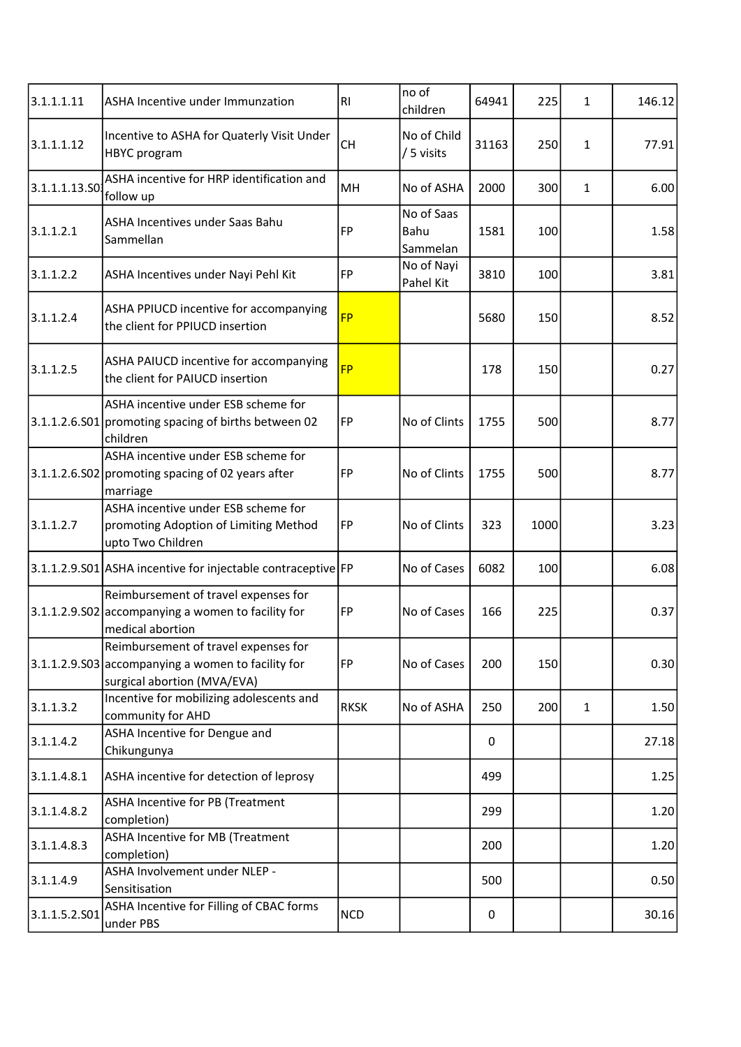| 3.1.1.1.11 | ASHA Incentive under Immunzation | RI | no of children | 64941 | 225 | 1 | 146.12 |
|---|---|---|---|---|---|---|---|
| 3.1.1.1.12 | Incentive to ASHA for Quaterly Visit Under HBYC program | CH | No of Child / 5 visits | 31163 | 250 | 1 | 77.91 |
| 3.1.1.1.13.S01 | ASHA incentive for HRP identification and follow up | MH | No of ASHA | 2000 | 300 | 1 | 6.00 |
| 3.1.1.2.1 | ASHA Incentives under Saas Bahu Sammellan | FP | No of Saas Bahu Sammelan | 1581 | 100 | | 1.58 |
| 3.1.1.2.2 | ASHA Incentives under Nayi Pehl Kit | FP | No of Nayi Pahel Kit | 3810 | 100 | | 3.81 |
| 3.1.1.2.4 | ASHA PPIUCD incentive for accompanying the client for PPIUCD insertion | FP | | 5680 | 150 | | 8.52 |
| 3.1.1.2.5 | ASHA PAIUCD incentive for accompanying the client for PAIUCD insertion | FP | | 178 | 150 | | 0.27 |
| 3.1.1.2.6.S01 | ASHA incentive under ESB scheme for promoting spacing of births between 02 children | FP | No of Clints | 1755 | 500 | | 8.77 |
| 3.1.1.2.6.S02 | ASHA incentive under ESB scheme for promoting spacing of 02 years after marriage | FP | No of Clints | 1755 | 500 | | 8.77 |
| 3.1.1.2.7 | ASHA incentive under ESB scheme for promoting Adoption of Limiting Method upto Two Children | FP | No of Clints | 323 | 1000 | | 3.23 |
| 3.1.1.2.9.S01 | ASHA incentive for injectable contraceptive | FP | No of Cases | 6082 | 100 | | 6.08 |
| 3.1.1.2.9.S02 | Reimbursement of travel expenses for accompanying a women to facility for medical abortion | FP | No of Cases | 166 | 225 | | 0.37 |
| 3.1.1.2.9.S03 | Reimbursement of travel expenses for accompanying a women to facility for surgical abortion (MVA/EVA) | FP | No of Cases | 200 | 150 | | 0.30 |
| 3.1.1.3.2 | Incentive for mobilizing adolescents and community for AHD | RKSK | No of ASHA | 250 | 200 | 1 | 1.50 |
| 3.1.1.4.2 | ASHA Incentive for Dengue and Chikungunya | | | 0 | | | 27.18 |
| 3.1.1.4.8.1 | ASHA incentive for detection of leprosy | | | 499 | | | 1.25 |
| 3.1.1.4.8.2 | ASHA Incentive for PB (Treatment completion) | | | 299 | | | 1.20 |
| 3.1.1.4.8.3 | ASHA Incentive for MB (Treatment completion) | | | 200 | | | 1.20 |
| 3.1.1.4.9 | ASHA Involvement under NLEP - Sensitisation | | | 500 | | | 0.50 |
| 3.1.1.5.2.S01 | ASHA Incentive for Filling of CBAC forms under PBS | NCD | | 0 | | | 30.16 |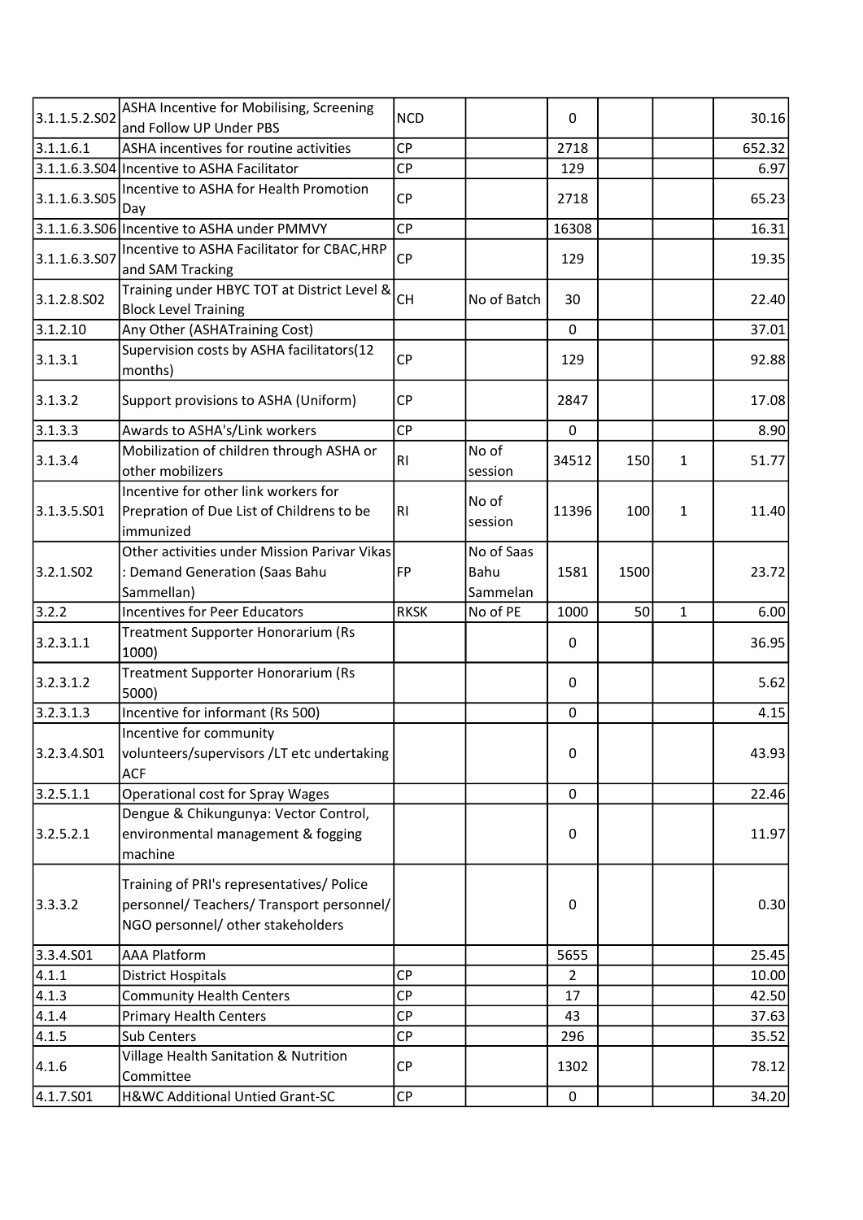| | | | | | | | |
|---|---|---|---|---|---|---|---|
| 3.1.1.5.2.S02 | ASHA Incentive for Mobilising, Screening and Follow UP Under PBS | NCD | | 0 | | | 30.16 |
| 3.1.1.6.1 | ASHA incentives for routine activities | CP | | 2718 | | | 652.32 |
| 3.1.1.6.3.S04 | Incentive to ASHA Facilitator | CP | | 129 | | | 6.97 |
| 3.1.1.6.3.S05 | Incentive to ASHA for Health Promotion Day | CP | | 2718 | | | 65.23 |
| 3.1.1.6.3.S06 | Incentive to ASHA under PMMVY | CP | | 16308 | | | 16.31 |
| 3.1.1.6.3.S07 | Incentive to ASHA Facilitator for CBAC,HRP and SAM Tracking | CP | | 129 | | | 19.35 |
| 3.1.2.8.S02 | Training under HBYC TOT at District Level & Block Level Training | CH | No of Batch | 30 | | | 22.40 |
| 3.1.2.10 | Any Other (ASHATraining Cost) | | | 0 | | | 37.01 |
| 3.1.3.1 | Supervision costs by ASHA facilitators(12 months) | CP | | 129 | | | 92.88 |
| 3.1.3.2 | Support provisions to ASHA (Uniform) | CP | | 2847 | | | 17.08 |
| 3.1.3.3 | Awards to ASHA's/Link workers | CP | | 0 | | | 8.90 |
| 3.1.3.4 | Mobilization of children through ASHA or other mobilizers | RI | No of session | 34512 | 150 | 1 | 51.77 |
| 3.1.3.5.S01 | Incentive for other link workers for Prepration of Due List of Childrens to be immunized | RI | No of session | 11396 | 100 | 1 | 11.40 |
| 3.2.1.S02 | Other activities under Mission Parivar Vikas : Demand Generation (Saas Bahu Sammellan) | FP | No of Saas Bahu Sammelan | 1581 | 1500 | | 23.72 |
| 3.2.2 | Incentives for Peer Educators | RKSK | No of PE | 1000 | 50 | 1 | 6.00 |
| 3.2.3.1.1 | Treatment Supporter Honorarium (Rs 1000) | | | 0 | | | 36.95 |
| 3.2.3.1.2 | Treatment Supporter Honorarium (Rs 5000) | | | 0 | | | 5.62 |
| 3.2.3.1.3 | Incentive for informant (Rs 500) | | | 0 | | | 4.15 |
| 3.2.3.4.S01 | Incentive for community volunteers/supervisors /LT etc undertaking ACF | | | 0 | | | 43.93 |
| 3.2.5.1.1 | Operational cost for Spray Wages | | | 0 | | | 22.46 |
| 3.2.5.2.1 | Dengue & Chikungunya: Vector Control, environmental management & fogging machine | | | 0 | | | 11.97 |
| 3.3.3.2 | Training of PRI's representatives/ Police personnel/ Teachers/ Transport personnel/ NGO personnel/ other stakeholders | | | 0 | | | 0.30 |
| 3.3.4.S01 | AAA Platform | | | 5655 | | | 25.45 |
| 4.1.1 | District Hospitals | CP | | 2 | | | 10.00 |
| 4.1.3 | Community Health Centers | CP | | 17 | | | 42.50 |
| 4.1.4 | Primary Health Centers | CP | | 43 | | | 37.63 |
| 4.1.5 | Sub Centers | CP | | 296 | | | 35.52 |
| 4.1.6 | Village Health Sanitation & Nutrition Committee | CP | | 1302 | | | 78.12 |
| 4.1.7.S01 | H&WC Additional Untied Grant-SC | CP | | 0 | | | 34.20 |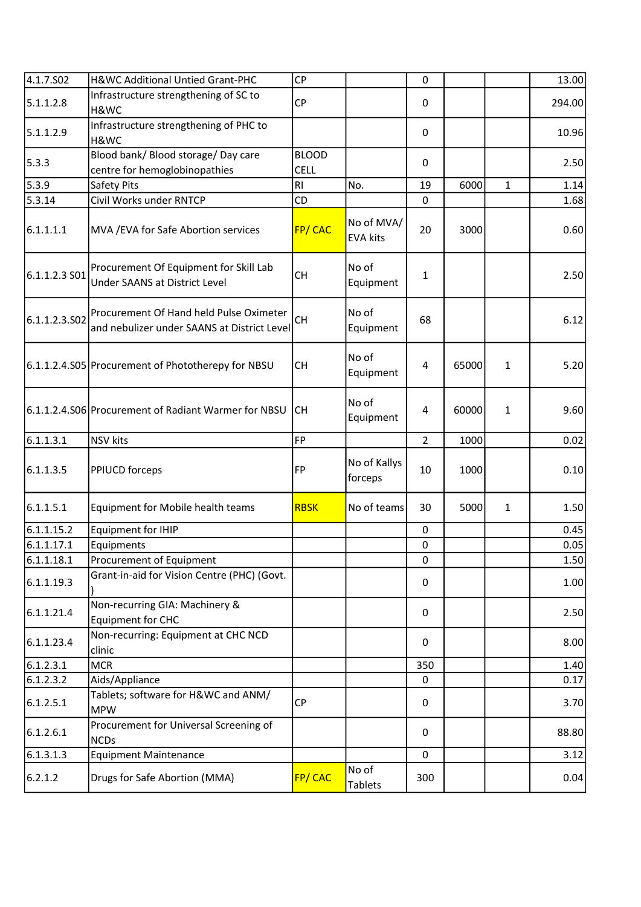| | | | | | | | |
|---|---|---|---|---|---|---|---|
| 4.1.7.S02 | H&WC Additional Untied Grant-PHC | CP | | 0 | | | 13.00 |
| 5.1.1.2.8 | Infrastructure strengthening of SC to H&WC | CP | | 0 | | | 294.00 |
| 5.1.1.2.9 | Infrastructure strengthening of PHC to H&WC | | | 0 | | | 10.96 |
| 5.3.3 | Blood bank/ Blood storage/ Day care centre for hemoglobinopathies | BLOOD CELL | | 0 | | | 2.50 |
| 5.3.9 | Safety Pits | RI | No. | 19 | 6000 | 1 | 1.14 |
| 5.3.14 | Civil Works under RNTCP | CD | | 0 | | | 1.68 |
| 6.1.1.1.1 | MVA /EVA for Safe Abortion services | FP/ CAC | No of MVA/ EVA kits | 20 | 3000 | | 0.60 |
| 6.1.1.2.3 S01 | Procurement Of Equipment for Skill Lab Under SAANS at District Level | CH | No of Equipment | 1 | | | 2.50 |
| 6.1.1.2.3.S02 | Procurement Of Hand held Pulse Oximeter and nebulizer under SAANS at District Level | CH | No of Equipment | 68 | | | 6.12 |
| 6.1.1.2.4.S05 | Procurement of Phototherepy for NBSU | CH | No of Equipment | 4 | 65000 | 1 | 5.20 |
| 6.1.1.2.4.S06 | Procurement of Radiant Warmer for NBSU | CH | No of Equipment | 4 | 60000 | 1 | 9.60 |
| 6.1.1.3.1 | NSV kits | FP | | 2 | 1000 | | 0.02 |
| 6.1.1.3.5 | PPIUCD forceps | FP | No of Kallys forceps | 10 | 1000 | | 0.10 |
| 6.1.1.5.1 | Equipment for Mobile health teams | RBSK | No of teams | 30 | 5000 | 1 | 1.50 |
| 6.1.1.15.2 | Equipment for IHIP | | | 0 | | | 0.45 |
| 6.1.1.17.1 | Equipments | | | 0 | | | 0.05 |
| 6.1.1.18.1 | Procurement of Equipment | | | 0 | | | 1.50 |
| 6.1.1.19.3 | Grant-in-aid for Vision Centre (PHC) (Govt. ) | | | 0 | | | 1.00 |
| 6.1.1.21.4 | Non-recurring GIA: Machinery & Equipment for CHC | | | 0 | | | 2.50 |
| 6.1.1.23.4 | Non-recurring: Equipment at CHC NCD clinic | | | 0 | | | 8.00 |
| 6.1.2.3.1 | MCR | | | 350 | | | 1.40 |
| 6.1.2.3.2 | Aids/Appliance | | | 0 | | | 0.17 |
| 6.1.2.5.1 | Tablets; software for H&WC and ANM/ MPW | CP | | 0 | | | 3.70 |
| 6.1.2.6.1 | Procurement for Universal Screening of NCDs | | | 0 | | | 88.80 |
| 6.1.3.1.3 | Equipment Maintenance | | | 0 | | | 3.12 |
| 6.2.1.2 | Drugs for Safe Abortion (MMA) | FP/ CAC | No of Tablets | 300 | | | 0.04 |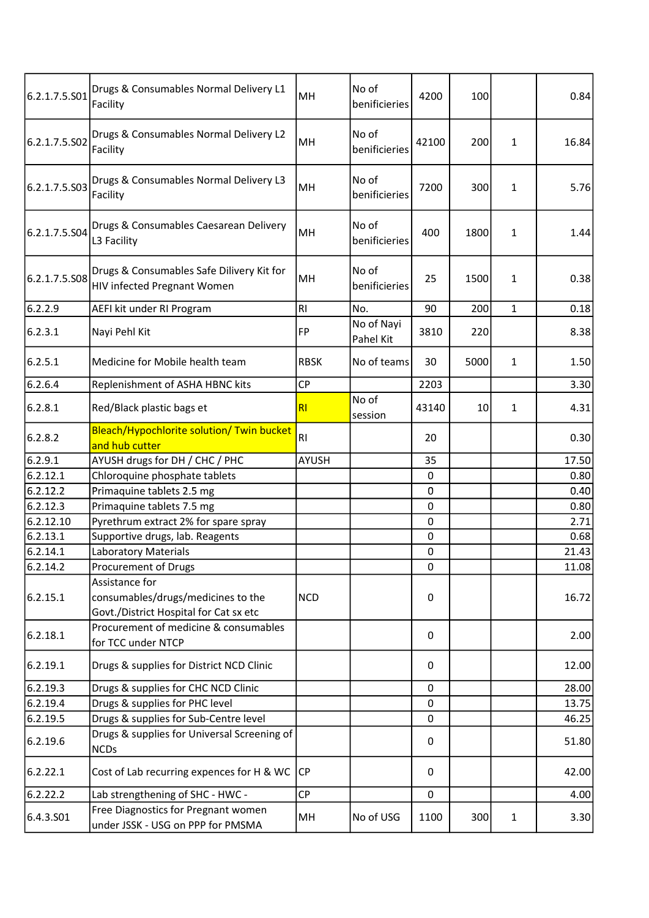| | | | | | | | |
|---|---|---|---|---|---|---|---|
| 6.2.1.7.5.S01 | Drugs & Consumables Normal Delivery L1 Facility | MH | No of benificieries | 4200 | 100 | | 0.84 |
| 6.2.1.7.5.S02 | Drugs & Consumables Normal Delivery L2 Facility | MH | No of benificieries | 42100 | 200 | 1 | 16.84 |
| 6.2.1.7.5.S03 | Drugs & Consumables Normal Delivery L3 Facility | MH | No of benificieries | 7200 | 300 | 1 | 5.76 |
| 6.2.1.7.5.S04 | Drugs & Consumables Caesarean Delivery L3 Facility | MH | No of benificieries | 400 | 1800 | 1 | 1.44 |
| 6.2.1.7.5.S08 | Drugs & Consumables Safe Dilivery Kit for HIV infected Pregnant Women | MH | No of benificieries | 25 | 1500 | 1 | 0.38 |
| 6.2.2.9 | AEFI kit under RI Program | RI | No. | 90 | 200 | 1 | 0.18 |
| 6.2.3.1 | Nayi Pehl Kit | FP | No of Nayi Pahel Kit | 3810 | 220 | | 8.38 |
| 6.2.5.1 | Medicine for Mobile health team | RBSK | No of teams | 30 | 5000 | 1 | 1.50 |
| 6.2.6.4 | Replenishment of ASHA HBNC kits | CP | | 2203 | | | 3.30 |
| 6.2.8.1 | Red/Black plastic bags et | RI | No of session | 43140 | 10 | 1 | 4.31 |
| 6.2.8.2 | Bleach/Hypochlorite solution/ Twin bucket and hub cutter | RI | | 20 | | | 0.30 |
| 6.2.9.1 | AYUSH drugs for DH / CHC / PHC | AYUSH | | 35 | | | 17.50 |
| 6.2.12.1 | Chloroquine phosphate tablets | | | 0 | | | 0.80 |
| 6.2.12.2 | Primaquine tablets 2.5 mg | | | 0 | | | 0.40 |
| 6.2.12.3 | Primaquine tablets 7.5 mg | | | 0 | | | 0.80 |
| 6.2.12.10 | Pyrethrum extract 2% for spare spray | | | 0 | | | 2.71 |
| 6.2.13.1 | Supportive drugs, lab. Reagents | | | 0 | | | 0.68 |
| 6.2.14.1 | Laboratory Materials | | | 0 | | | 21.43 |
| 6.2.14.2 | Procurement of Drugs | | | 0 | | | 11.08 |
| 6.2.15.1 | Assistance for consumables/drugs/medicines to the Govt./District Hospital for Cat sx etc | NCD | | 0 | | | 16.72 |
| 6.2.18.1 | Procurement of medicine & consumables for TCC under NTCP | | | 0 | | | 2.00 |
| 6.2.19.1 | Drugs & supplies for District NCD Clinic | | | 0 | | | 12.00 |
| 6.2.19.3 | Drugs & supplies for CHC NCD Clinic | | | 0 | | | 28.00 |
| 6.2.19.4 | Drugs & supplies for PHC level | | | 0 | | | 13.75 |
| 6.2.19.5 | Drugs & supplies for Sub-Centre level | | | 0 | | | 46.25 |
| 6.2.19.6 | Drugs & supplies for Universal Screening of NCDs | | | 0 | | | 51.80 |
| 6.2.22.1 | Cost of Lab recurring expences for H & WC | CP | | 0 | | | 42.00 |
| 6.2.22.2 | Lab strengthening of SHC - HWC - | CP | | 0 | | | 4.00 |
| 6.4.3.S01 | Free Diagnostics for Pregnant women under JSSK - USG on PPP for PMSMA | MH | No of USG | 1100 | 300 | 1 | 3.30 |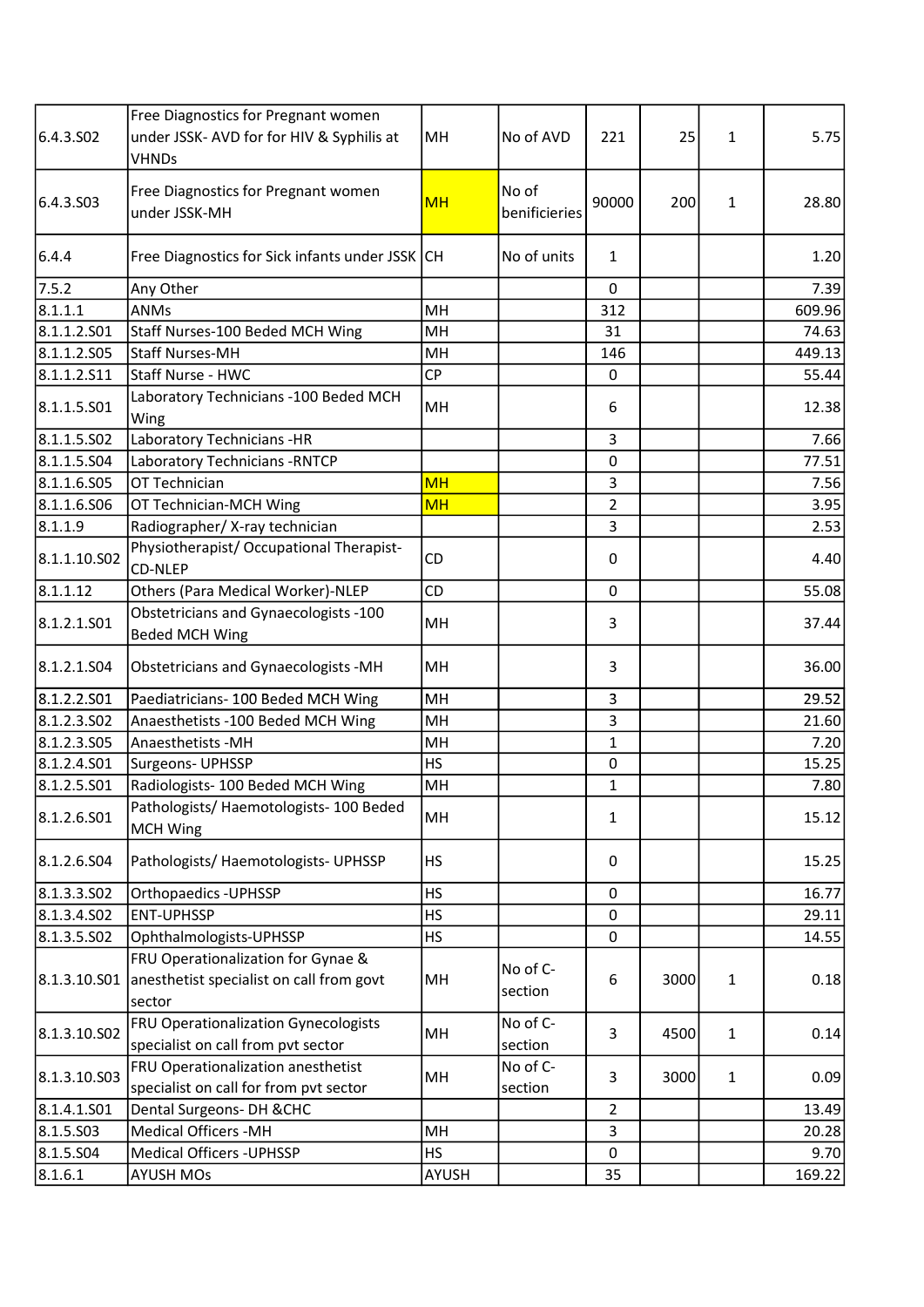| 6.4.3.S02 | Free Diagnostics for Pregnant women under JSSK- AVD for for HIV & Syphilis at VHNDs | MH | No of AVD | 221 | 25 | 1 | 5.75 |
|---|---|---|---|---|---|---|---|
| 6.4.3.S03 | Free Diagnostics for Pregnant women under JSSK-MH | MH | No of benificieries | 90000 | 200 | 1 | 28.80 |
| 6.4.4 | Free Diagnostics for Sick infants under JSSK | CH | No of units | 1 | | | 1.20 |
| 7.5.2 | Any Other | | | 0 | | | 7.39 |
| 8.1.1.1 | ANMs | MH | | 312 | | | 609.96 |
| 8.1.1.2.S01 | Staff Nurses-100 Beded MCH Wing | MH | | 31 | | | 74.63 |
| 8.1.1.2.S05 | Staff Nurses-MH | MH | | 146 | | | 449.13 |
| 8.1.1.2.S11 | Staff Nurse - HWC | CP | | 0 | | | 55.44 |
| 8.1.1.5.S01 | Laboratory Technicians -100 Beded MCH Wing | MH | | 6 | | | 12.38 |
| 8.1.1.5.S02 | Laboratory Technicians -HR | | | 3 | | | 7.66 |
| 8.1.1.5.S04 | Laboratory Technicians -RNTCP | | | 0 | | | 77.51 |
| 8.1.1.6.S05 | OT Technician | MH | | 3 | | | 7.56 |
| 8.1.1.6.S06 | OT Technician-MCH Wing | MH | | 2 | | | 3.95 |
| 8.1.1.9 | Radiographer/ X-ray technician | | | 3 | | | 2.53 |
| 8.1.1.10.S02 | Physiotherapist/ Occupational Therapist-CD-NLEP | CD | | 0 | | | 4.40 |
| 8.1.1.12 | Others (Para Medical Worker)-NLEP | CD | | 0 | | | 55.08 |
| 8.1.2.1.S01 | Obstetricians and Gynaecologists -100 Beded MCH Wing | MH | | 3 | | | 37.44 |
| 8.1.2.1.S04 | Obstetricians and Gynaecologists -MH | MH | | 3 | | | 36.00 |
| 8.1.2.2.S01 | Paediatricians- 100 Beded MCH Wing | MH | | 3 | | | 29.52 |
| 8.1.2.3.S02 | Anaesthetists -100 Beded MCH Wing | MH | | 3 | | | 21.60 |
| 8.1.2.3.S05 | Anaesthetists -MH | MH | | 1 | | | 7.20 |
| 8.1.2.4.S01 | Surgeons- UPHSSP | HS | | 0 | | | 15.25 |
| 8.1.2.5.S01 | Radiologists- 100 Beded MCH Wing | MH | | 1 | | | 7.80 |
| 8.1.2.6.S01 | Pathologists/ Haemotologists- 100 Beded MCH Wing | MH | | 1 | | | 15.12 |
| 8.1.2.6.S04 | Pathologists/ Haemotologists- UPHSSP | HS | | 0 | | | 15.25 |
| 8.1.3.3.S02 | Orthopaedics -UPHSSP | HS | | 0 | | | 16.77 |
| 8.1.3.4.S02 | ENT-UPHSSP | HS | | 0 | | | 29.11 |
| 8.1.3.5.S02 | Ophthalmologists-UPHSSP | HS | | 0 | | | 14.55 |
| 8.1.3.10.S01 | FRU Operationalization for Gynae & anesthetist specialist on call from govt sector | MH | No of C-section | 6 | 3000 | 1 | 0.18 |
| 8.1.3.10.S02 | FRU Operationalization Gynecologists specialist on call from pvt sector | MH | No of C-section | 3 | 4500 | 1 | 0.14 |
| 8.1.3.10.S03 | FRU Operationalization anesthetist specialist on call for from pvt sector | MH | No of C-section | 3 | 3000 | 1 | 0.09 |
| 8.1.4.1.S01 | Dental Surgeons- DH &CHC | | | 2 | | | 13.49 |
| 8.1.5.S03 | Medical Officers -MH | MH | | 3 | | | 20.28 |
| 8.1.5.S04 | Medical Officers -UPHSSP | HS | | 0 | | | 9.70 |
| 8.1.6.1 | AYUSH MOs | AYUSH | | 35 | | | 169.22 |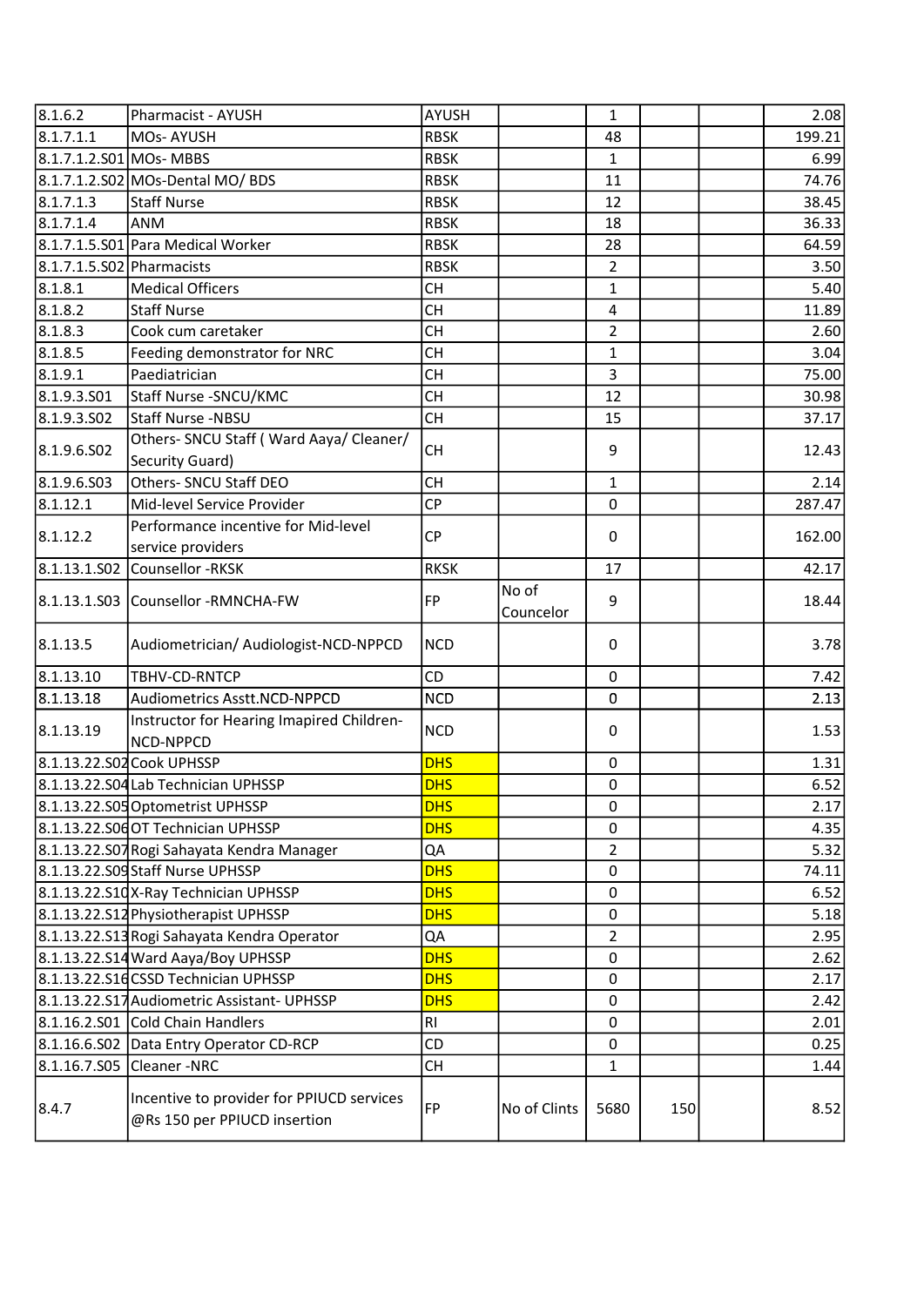| 8.1.6.2 | Pharmacist - AYUSH | AYUSH | | 1 | | | 2.08 |
|---|---|---|---|---|---|---|---|
| 8.1.7.1.1 | MOs- AYUSH | RBSK | | 48 | | | 199.21 |
| 8.1.7.1.2.S01 | MOs- MBBS | RBSK | | 1 | | | 6.99 |
| 8.1.7.1.2.S02 | MOs-Dental MO/ BDS | RBSK | | 11 | | | 74.76 |
| 8.1.7.1.3 | Staff Nurse | RBSK | | 12 | | | 38.45 |
| 8.1.7.1.4 | ANM | RBSK | | 18 | | | 36.33 |
| 8.1.7.1.5.S01 | Para Medical Worker | RBSK | | 28 | | | 64.59 |
| 8.1.7.1.5.S02 | Pharmacists | RBSK | | 2 | | | 3.50 |
| 8.1.8.1 | Medical Officers | CH | | 1 | | | 5.40 |
| 8.1.8.2 | Staff Nurse | CH | | 4 | | | 11.89 |
| 8.1.8.3 | Cook cum caretaker | CH | | 2 | | | 2.60 |
| 8.1.8.5 | Feeding demonstrator for NRC | CH | | 1 | | | 3.04 |
| 8.1.9.1 | Paediatrician | CH | | 3 | | | 75.00 |
| 8.1.9.3.S01 | Staff Nurse -SNCU/KMC | CH | | 12 | | | 30.98 |
| 8.1.9.3.S02 | Staff Nurse -NBSU | CH | | 15 | | | 37.17 |
| 8.1.9.6.S02 | Others- SNCU Staff ( Ward Aaya/ Cleaner/ Security Guard) | CH | | 9 | | | 12.43 |
| 8.1.9.6.S03 | Others- SNCU Staff DEO | CH | | 1 | | | 2.14 |
| 8.1.12.1 | Mid-level Service Provider | CP | | 0 | | | 287.47 |
| 8.1.12.2 | Performance incentive for Mid-level service providers | CP | | 0 | | | 162.00 |
| 8.1.13.1.S02 | Counsellor -RKSK | RKSK | | 17 | | | 42.17 |
| 8.1.13.1.S03 | Counsellor -RMNCHA-FW | FP | No of Councelor | 9 | | | 18.44 |
| 8.1.13.5 | Audiometrician/ Audiologist-NCD-NPPCD | NCD | | 0 | | | 3.78 |
| 8.1.13.10 | TBHV-CD-RNTCP | CD | | 0 | | | 7.42 |
| 8.1.13.18 | Audiometrics Asstt.NCD-NPPCD | NCD | | 0 | | | 2.13 |
| 8.1.13.19 | Instructor for Hearing Imapired Children-NCD-NPPCD | NCD | | 0 | | | 1.53 |
| 8.1.13.22.S02 | Cook UPHSSP | DHS | | 0 | | | 1.31 |
| 8.1.13.22.S04 | Lab Technician UPHSSP | DHS | | 0 | | | 6.52 |
| 8.1.13.22.S05 | Optometrist UPHSSP | DHS | | 0 | | | 2.17 |
| 8.1.13.22.S06 | OT Technician UPHSSP | DHS | | 0 | | | 4.35 |
| 8.1.13.22.S07 | Rogi Sahayata Kendra Manager | QA | | 2 | | | 5.32 |
| 8.1.13.22.S09 | Staff Nurse UPHSSP | DHS | | 0 | | | 74.11 |
| 8.1.13.22.S10 | X-Ray Technician UPHSSP | DHS | | 0 | | | 6.52 |
| 8.1.13.22.S12 | Physiotherapist UPHSSP | DHS | | 0 | | | 5.18 |
| 8.1.13.22.S13 | Rogi Sahayata Kendra Operator | QA | | 2 | | | 2.95 |
| 8.1.13.22.S14 | Ward Aaya/Boy UPHSSP | DHS | | 0 | | | 2.62 |
| 8.1.13.22.S16 | CSSD Technician UPHSSP | DHS | | 0 | | | 2.17 |
| 8.1.13.22.S17 | Audiometric Assistant- UPHSSP | DHS | | 0 | | | 2.42 |
| 8.1.16.2.S01 | Cold Chain Handlers | RI | | 0 | | | 2.01 |
| 8.1.16.6.S02 | Data Entry Operator CD-RCP | CD | | 0 | | | 0.25 |
| 8.1.16.7.S05 | Cleaner -NRC | CH | | 1 | | | 1.44 |
| 8.4.7 | Incentive to provider for PPIUCD services @Rs 150 per PPIUCD insertion | FP | No of Clints | 5680 | 150 | | 8.52 |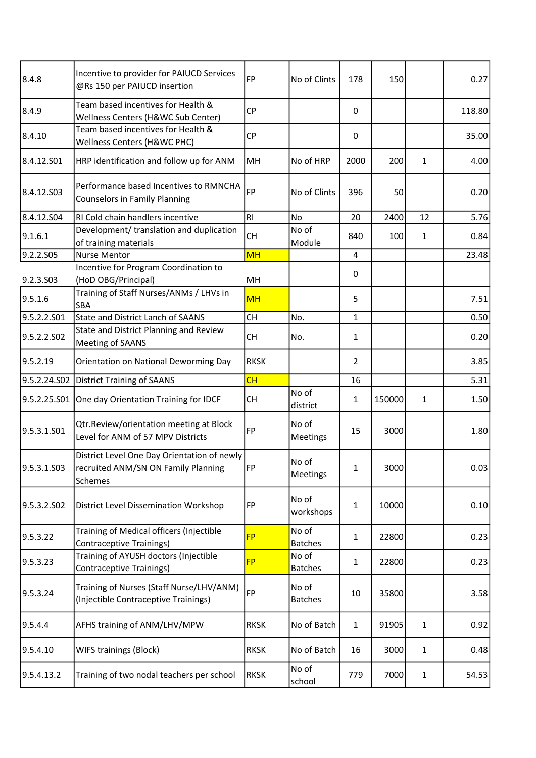| | | | | | | | |
|---|---|---|---|---|---|---|---|
| 8.4.8 | Incentive to provider for PAIUCD Services @Rs 150 per PAIUCD insertion | FP | No of Clints | 178 | 150 | | 0.27 |
| 8.4.9 | Team based incentives for Health & Wellness Centers (H&WC Sub Center) | CP | | 0 | | | 118.80 |
| 8.4.10 | Team based incentives for Health & Wellness Centers (H&WC PHC) | CP | | 0 | | | 35.00 |
| 8.4.12.S01 | HRP identification and follow up for ANM | MH | No of HRP | 2000 | 200 | 1 | 4.00 |
| 8.4.12.S03 | Performance based Incentives to RMNCHA Counselors in Family Planning | FP | No of Clints | 396 | 50 | | 0.20 |
| 8.4.12.S04 | RI Cold chain handlers incentive | RI | No | 20 | 2400 | 12 | 5.76 |
| 9.1.6.1 | Development/ translation and duplication of training materials | CH | No of Module | 840 | 100 | 1 | 0.84 |
| 9.2.2.S05 | Nurse Mentor | MH | | 4 | | | 23.48 |
| 9.2.3.S03 | Incentive for Program Coordination to (HoD OBG/Principal) | MH | | 0 | | | |
| 9.5.1.6 | Training of Staff Nurses/ANMs / LHVs in SBA | MH | | 5 | | | 7.51 |
| 9.5.2.2.S01 | State and District Lanch of SAANS | CH | No. | 1 | | | 0.50 |
| 9.5.2.2.S02 | State and District Planning and Review Meeting of SAANS | CH | No. | 1 | | | 0.20 |
| 9.5.2.19 | Orientation on National Deworming Day | RKSK | | 2 | | | 3.85 |
| 9.5.2.24.S02 | District Training of SAANS | CH | | 16 | | | 5.31 |
| 9.5.2.25.S01 | One day Orientation Training for IDCF | CH | No of district | 1 | 150000 | 1 | 1.50 |
| 9.5.3.1.S01 | Qtr.Review/orientation meeting at Block Level for ANM of 57 MPV Districts | FP | No of Meetings | 15 | 3000 | | 1.80 |
| 9.5.3.1.S03 | District Level One Day Orientation of newly recruited ANM/SN ON Family Planning Schemes | FP | No of Meetings | 1 | 3000 | | 0.03 |
| 9.5.3.2.S02 | District Level Dissemination Workshop | FP | No of workshops | 1 | 10000 | | 0.10 |
| 9.5.3.22 | Training of Medical officers (Injectible Contraceptive Trainings) | FP | No of Batches | 1 | 22800 | | 0.23 |
| 9.5.3.23 | Training of AYUSH doctors (Injectible Contraceptive Trainings) | FP | No of Batches | 1 | 22800 | | 0.23 |
| 9.5.3.24 | Training of Nurses (Staff Nurse/LHV/ANM) (Injectible Contraceptive Trainings) | FP | No of Batches | 10 | 35800 | | 3.58 |
| 9.5.4.4 | AFHS training of ANM/LHV/MPW | RKSK | No of Batch | 1 | 91905 | 1 | 0.92 |
| 9.5.4.10 | WIFS trainings (Block) | RKSK | No of Batch | 16 | 3000 | 1 | 0.48 |
| 9.5.4.13.2 | Training of two nodal teachers per school | RKSK | No of school | 779 | 7000 | 1 | 54.53 |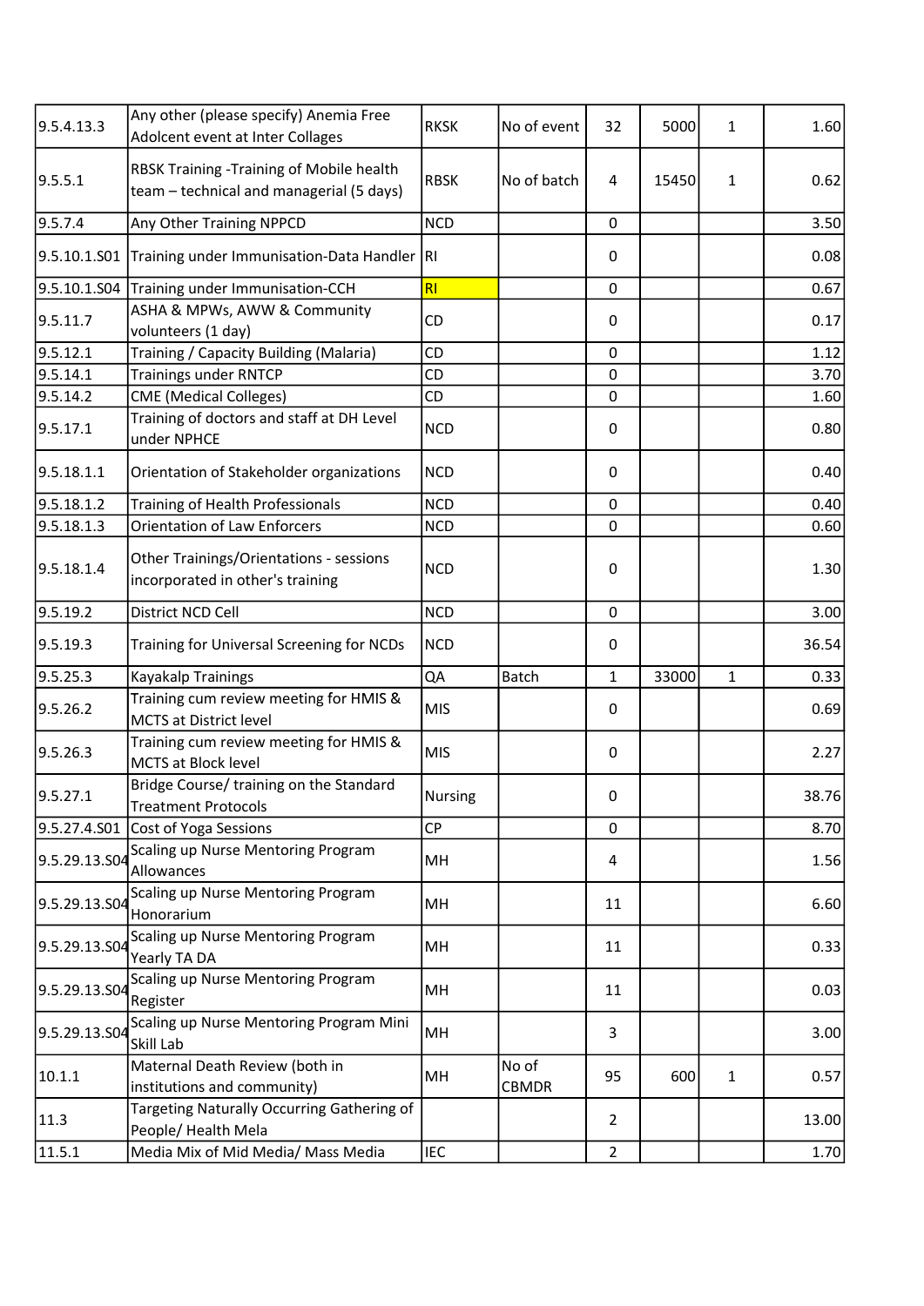| | | | | | | | |
|---|---|---|---|---|---|---|---|
| 9.5.4.13.3 | Any other (please specify) Anemia Free Adolcent event at Inter Collages | RKSK | No of event | 32 | 5000 | 1 | 1.60 |
| 9.5.5.1 | RBSK Training -Training of Mobile health team – technical and managerial (5 days) | RBSK | No of batch | 4 | 15450 | 1 | 0.62 |
| 9.5.7.4 | Any Other Training NPPCD | NCD | | 0 | | | 3.50 |
| 9.5.10.1.S01 | Training under Immunisation-Data Handler | RI | | 0 | | | 0.08 |
| 9.5.10.1.S04 | Training under Immunisation-CCH | RI | | 0 | | | 0.67 |
| 9.5.11.7 | ASHA & MPWs, AWW & Community volunteers (1 day) | CD | | 0 | | | 0.17 |
| 9.5.12.1 | Training / Capacity Building (Malaria) | CD | | 0 | | | 1.12 |
| 9.5.14.1 | Trainings under RNTCP | CD | | 0 | | | 3.70 |
| 9.5.14.2 | CME (Medical Colleges) | CD | | 0 | | | 1.60 |
| 9.5.17.1 | Training of doctors and staff at DH Level under NPHCE | NCD | | 0 | | | 0.80 |
| 9.5.18.1.1 | Orientation of Stakeholder organizations | NCD | | 0 | | | 0.40 |
| 9.5.18.1.2 | Training of Health Professionals | NCD | | 0 | | | 0.40 |
| 9.5.18.1.3 | Orientation of Law Enforcers | NCD | | 0 | | | 0.60 |
| 9.5.18.1.4 | Other Trainings/Orientations - sessions incorporated in other's training | NCD | | 0 | | | 1.30 |
| 9.5.19.2 | District NCD Cell | NCD | | 0 | | | 3.00 |
| 9.5.19.3 | Training for Universal Screening for NCDs | NCD | | 0 | | | 36.54 |
| 9.5.25.3 | Kayakalp Trainings | QA | Batch | 1 | 33000 | 1 | 0.33 |
| 9.5.26.2 | Training cum review meeting for HMIS & MCTS at District level | MIS | | 0 | | | 0.69 |
| 9.5.26.3 | Training cum review meeting for HMIS & MCTS at Block level | MIS | | 0 | | | 2.27 |
| 9.5.27.1 | Bridge Course/ training on the Standard Treatment Protocols | Nursing | | 0 | | | 38.76 |
| 9.5.27.4.S01 | Cost of Yoga Sessions | CP | | 0 | | | 8.70 |
| 9.5.29.13.S04 | Scaling up Nurse Mentoring Program Allowances | MH | | 4 | | | 1.56 |
| 9.5.29.13.S04 | Scaling up Nurse Mentoring Program Honorarium | MH | | 11 | | | 6.60 |
| 9.5.29.13.S04 | Scaling up Nurse Mentoring Program Yearly TA DA | MH | | 11 | | | 0.33 |
| 9.5.29.13.S04 | Scaling up Nurse Mentoring Program Register | MH | | 11 | | | 0.03 |
| 9.5.29.13.S04 | Scaling up Nurse Mentoring Program Mini Skill Lab | MH | | 3 | | | 3.00 |
| 10.1.1 | Maternal Death Review (both in institutions and community) | MH | No of CBMDR | 95 | 600 | 1 | 0.57 |
| 11.3 | Targeting Naturally Occurring Gathering of People/ Health Mela | | | 2 | | | 13.00 |
| 11.5.1 | Media Mix of Mid Media/ Mass Media | IEC | | 2 | | | 1.70 |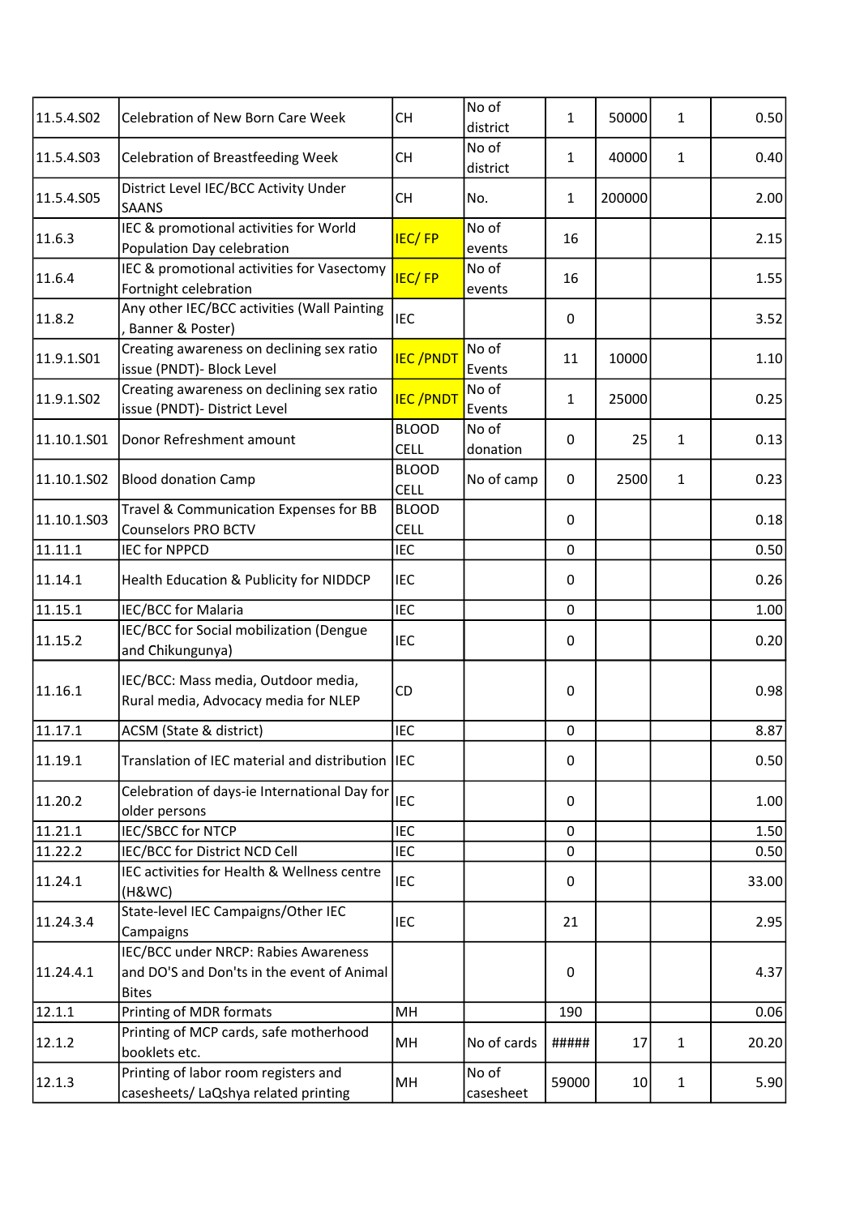| | | | | | | | |
|---|---|---|---|---|---|---|---|
| 11.5.4.S02 | Celebration of New Born Care Week | CH | No of district | 1 | 50000 | 1 | 0.50 |
| 11.5.4.S03 | Celebration of Breastfeeding Week | CH | No of district | 1 | 40000 | 1 | 0.40 |
| 11.5.4.S05 | District Level IEC/BCC Activity Under SAANS | CH | No. | 1 | 200000 | | 2.00 |
| 11.6.3 | IEC & promotional activities for World Population Day celebration | IEC/ FP | No of events | 16 | | | 2.15 |
| 11.6.4 | IEC & promotional activities for Vasectomy Fortnight celebration | IEC/ FP | No of events | 16 | | | 1.55 |
| 11.8.2 | Any other IEC/BCC activities (Wall Painting , Banner & Poster) | IEC | | 0 | | | 3.52 |
| 11.9.1.S01 | Creating awareness on declining sex ratio issue (PNDT)- Block Level | IEC /PNDT | No of Events | 11 | 10000 | | 1.10 |
| 11.9.1.S02 | Creating awareness on declining sex ratio issue (PNDT)- District Level | IEC /PNDT | No of Events | 1 | 25000 | | 0.25 |
| 11.10.1.S01 | Donor Refreshment amount | BLOOD CELL | No of donation | 0 | 25 | 1 | 0.13 |
| 11.10.1.S02 | Blood donation Camp | BLOOD CELL | No of camp | 0 | 2500 | 1 | 0.23 |
| 11.10.1.S03 | Travel & Communication Expenses for BB Counselors PRO BCTV | BLOOD CELL | | 0 | | | 0.18 |
| 11.11.1 | IEC for NPPCD | IEC | | 0 | | | 0.50 |
| 11.14.1 | Health Education & Publicity for NIDDCP | IEC | | 0 | | | 0.26 |
| 11.15.1 | IEC/BCC for Malaria | IEC | | 0 | | | 1.00 |
| 11.15.2 | IEC/BCC for Social mobilization (Dengue and Chikungunya) | IEC | | 0 | | | 0.20 |
| 11.16.1 | IEC/BCC: Mass media, Outdoor media, Rural media, Advocacy media for NLEP | CD | | 0 | | | 0.98 |
| 11.17.1 | ACSM (State & district) | IEC | | 0 | | | 8.87 |
| 11.19.1 | Translation of IEC material and distribution | IEC | | 0 | | | 0.50 |
| 11.20.2 | Celebration of days-ie International Day for older persons | IEC | | 0 | | | 1.00 |
| 11.21.1 | IEC/SBCC for NTCP | IEC | | 0 | | | 1.50 |
| 11.22.2 | IEC/BCC for District NCD Cell | IEC | | 0 | | | 0.50 |
| 11.24.1 | IEC activities for Health & Wellness centre (H&WC) | IEC | | 0 | | | 33.00 |
| 11.24.3.4 | State-level IEC Campaigns/Other IEC Campaigns | IEC | | 21 | | | 2.95 |
| 11.24.4.1 | IEC/BCC under NRCP: Rabies Awareness and DO'S and Don'ts in the event of Animal Bites | | | 0 | | | 4.37 |
| 12.1.1 | Printing of MDR formats | MH | | 190 | | | 0.06 |
| 12.1.2 | Printing of MCP cards, safe motherhood booklets etc. | MH | No of cards | ##### | 17 | 1 | 20.20 |
| 12.1.3 | Printing of labor room registers and casesheets/ LaQshya related printing | MH | No of casesheet | 59000 | 10 | 1 | 5.90 |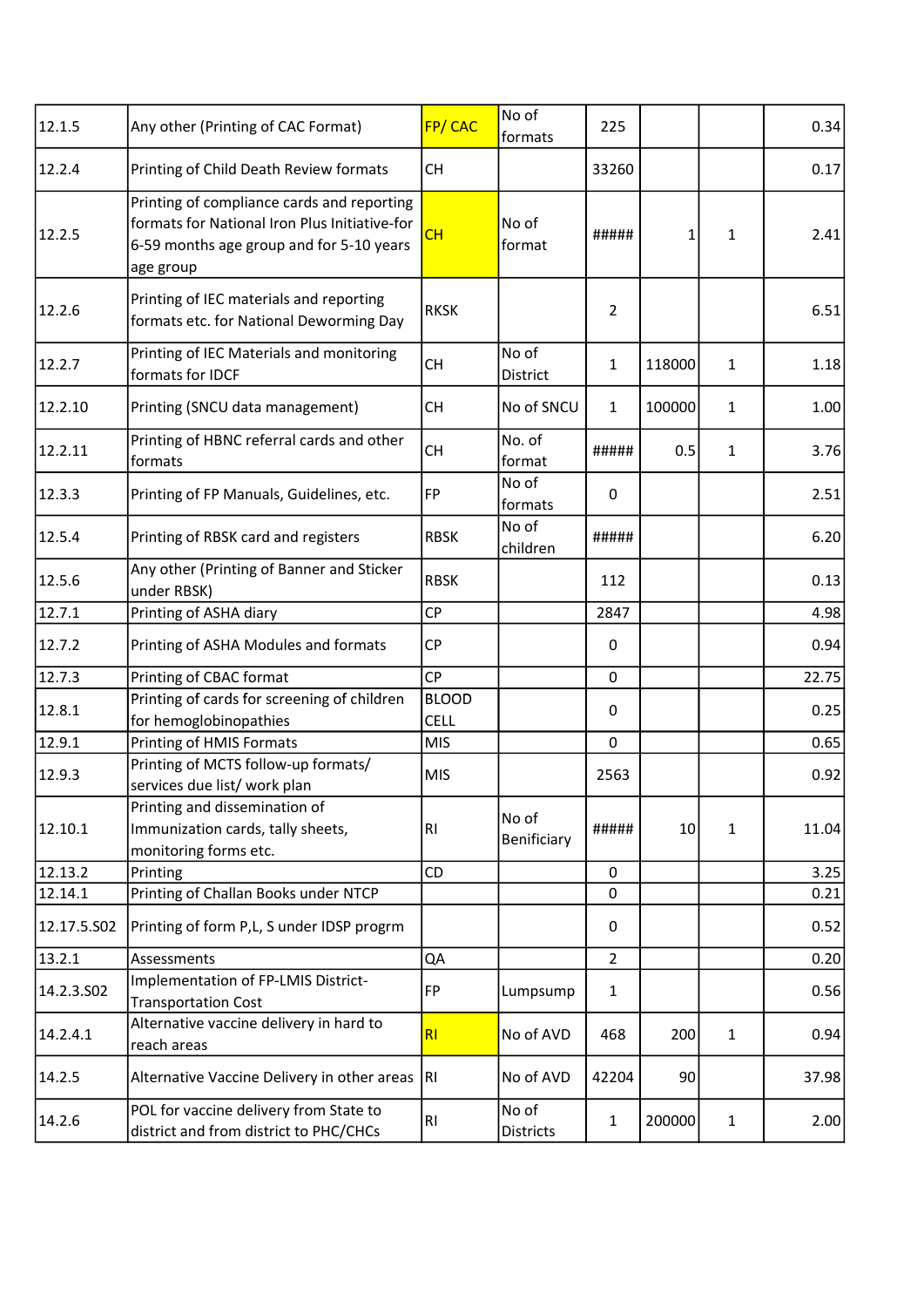| | | | | | | | |
|---|---|---|---|---|---|---|---|
| 12.1.5 | Any other (Printing of CAC Format) | FP/ CAC | No of formats | 225 | | | 0.34 |
| 12.2.4 | Printing of Child Death Review formats | CH | | 33260 | | | 0.17 |
| 12.2.5 | Printing of compliance cards and reporting formats for National Iron Plus Initiative-for 6-59 months age group and for 5-10 years age group | CH | No of format | ##### | 1 | 1 | 2.41 |
| 12.2.6 | Printing of IEC materials and reporting formats etc. for National Deworming Day | RKSK | | 2 | | | 6.51 |
| 12.2.7 | Printing of IEC Materials and monitoring formats for IDCF | CH | No of District | 1 | 118000 | 1 | 1.18 |
| 12.2.10 | Printing (SNCU data management) | CH | No of SNCU | 1 | 100000 | 1 | 1.00 |
| 12.2.11 | Printing of HBNC referral cards and other formats | CH | No. of format | ##### | 0.5 | 1 | 3.76 |
| 12.3.3 | Printing of FP Manuals, Guidelines, etc. | FP | No of formats | 0 | | | 2.51 |
| 12.5.4 | Printing of RBSK card and registers | RBSK | No of children | ##### | | | 6.20 |
| 12.5.6 | Any other (Printing of Banner and Sticker under RBSK) | RBSK | | 112 | | | 0.13 |
| 12.7.1 | Printing of ASHA diary | CP | | 2847 | | | 4.98 |
| 12.7.2 | Printing of ASHA Modules and formats | CP | | 0 | | | 0.94 |
| 12.7.3 | Printing of CBAC format | CP | | 0 | | | 22.75 |
| 12.8.1 | Printing of cards for screening of children for hemoglobinopathies | BLOOD CELL | | 0 | | | 0.25 |
| 12.9.1 | Printing of HMIS Formats | MIS | | 0 | | | 0.65 |
| 12.9.3 | Printing of MCTS follow-up formats/ services due list/ work plan | MIS | | 2563 | | | 0.92 |
| 12.10.1 | Printing and dissemination of Immunization cards, tally sheets, monitoring forms etc. | RI | No of Benificiary | ##### | 10 | 1 | 11.04 |
| 12.13.2 | Printing | CD | | 0 | | | 3.25 |
| 12.14.1 | Printing of Challan Books under NTCP | | | 0 | | | 0.21 |
| 12.17.5.S02 | Printing of form P,L, S under IDSP progrm | | | 0 | | | 0.52 |
| 13.2.1 | Assessments | QA | | 2 | | | 0.20 |
| 14.2.3.S02 | Implementation of FP-LMIS District-Transportation Cost | FP | Lumpsump | 1 | | | 0.56 |
| 14.2.4.1 | Alternative vaccine delivery in hard to reach areas | RI | No of AVD | 468 | 200 | 1 | 0.94 |
| 14.2.5 | Alternative Vaccine Delivery in other areas | RI | No of AVD | 42204 | 90 | | 37.98 |
| 14.2.6 | POL for vaccine delivery from State to district and from district to PHC/CHCs | RI | No of Districts | 1 | 200000 | 1 | 2.00 |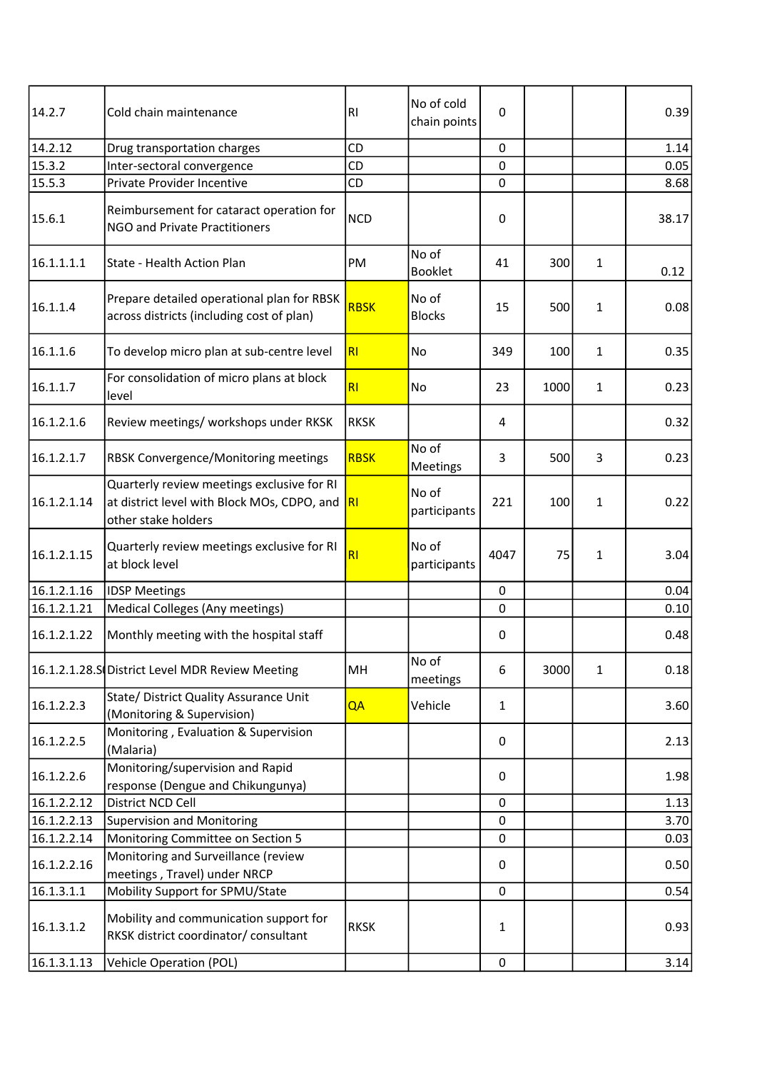| 14.2.7 | Cold chain maintenance | RI | No of cold chain points | 0 | | | 0.39 |
|---|---|---|---|---|---|---|---|
| 14.2.12 | Drug transportation charges | CD | | 0 | | | 1.14 |
| 15.3.2 | Inter-sectoral convergence | CD | | 0 | | | 0.05 |
| 15.5.3 | Private Provider Incentive | CD | | 0 | | | 8.68 |
| 15.6.1 | Reimbursement for cataract operation for NGO and Private Practitioners | NCD | | 0 | | | 38.17 |
| 16.1.1.1.1 | State - Health Action Plan | PM | No of Booklet | 41 | 300 | 1 | 0.12 |
| 16.1.1.4 | Prepare detailed operational plan for RBSK across districts (including cost of plan) | RBSK | No of Blocks | 15 | 500 | 1 | 0.08 |
| 16.1.1.6 | To develop micro plan at sub-centre level | RI | No | 349 | 100 | 1 | 0.35 |
| 16.1.1.7 | For consolidation of micro plans at block level | RI | No | 23 | 1000 | 1 | 0.23 |
| 16.1.2.1.6 | Review meetings/ workshops under RKSK | RKSK | | 4 | | | 0.32 |
| 16.1.2.1.7 | RBSK Convergence/Monitoring meetings | RBSK | No of Meetings | 3 | 500 | 3 | 0.23 |
| 16.1.2.1.14 | Quarterly review meetings exclusive for RI at district level with Block MOs, CDPO, and other stake holders | RI | No of participants | 221 | 100 | 1 | 0.22 |
| 16.1.2.1.15 | Quarterly review meetings exclusive for RI at block level | RI | No of participants | 4047 | 75 | 1 | 3.04 |
| 16.1.2.1.16 | IDSP Meetings | | | 0 | | | 0.04 |
| 16.1.2.1.21 | Medical Colleges (Any meetings) | | | 0 | | | 0.10 |
| 16.1.2.1.22 | Monthly meeting with the hospital staff | | | 0 | | | 0.48 |
| 16.1.2.1.28.S( | District Level MDR Review Meeting | MH | No of meetings | 6 | 3000 | 1 | 0.18 |
| 16.1.2.2.3 | State/ District Quality Assurance Unit (Monitoring & Supervision) | QA | Vehicle | 1 | | | 3.60 |
| 16.1.2.2.5 | Monitoring , Evaluation & Supervision (Malaria) | | | 0 | | | 2.13 |
| 16.1.2.2.6 | Monitoring/supervision and Rapid response (Dengue and Chikungunya) | | | 0 | | | 1.98 |
| 16.1.2.2.12 | District NCD Cell | | | 0 | | | 1.13 |
| 16.1.2.2.13 | Supervision and Monitoring | | | 0 | | | 3.70 |
| 16.1.2.2.14 | Monitoring Committee on Section 5 | | | 0 | | | 0.03 |
| 16.1.2.2.16 | Monitoring and Surveillance (review meetings , Travel) under NRCP | | | 0 | | | 0.50 |
| 16.1.3.1.1 | Mobility Support for SPMU/State | | | 0 | | | 0.54 |
| 16.1.3.1.2 | Mobility and communication support for RKSK district coordinator/ consultant | RKSK | | 1 | | | 0.93 |
| 16.1.3.1.13 | Vehicle Operation (POL) | | | 0 | | | 3.14 |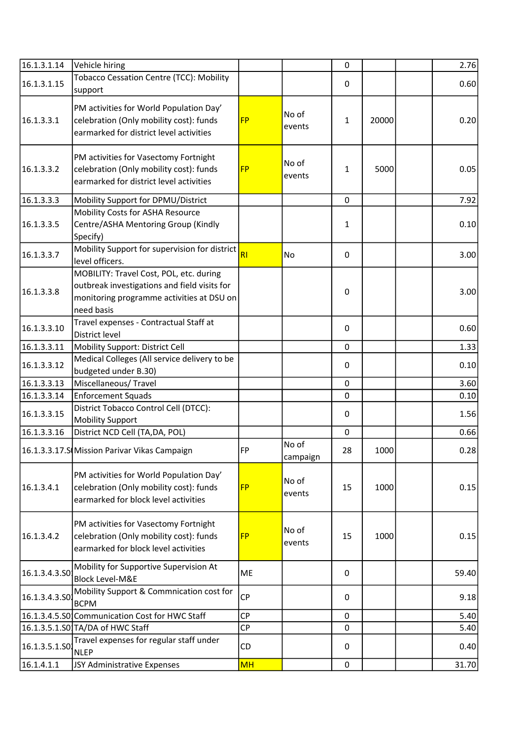| | | | | | | | |
|---|---|---|---|---|---|---|---|
| 16.1.3.1.14 | Vehicle hiring | | | 0 | | | 2.76 |
| 16.1.3.1.15 | Tobacco Cessation Centre (TCC): Mobility support | | | 0 | | | 0.60 |
| 16.1.3.3.1 | PM activities for World Population Day' celebration (Only mobility cost): funds earmarked for district level activities | FP | No of events | 1 | 20000 | | 0.20 |
| 16.1.3.3.2 | PM activities for Vasectomy Fortnight celebration (Only mobility cost): funds earmarked for district level activities | FP | No of events | 1 | 5000 | | 0.05 |
| 16.1.3.3.3 | Mobility Support for DPMU/District | | | 0 | | | 7.92 |
| 16.1.3.3.5 | Mobility Costs for ASHA Resource Centre/ASHA Mentoring Group (Kindly Specify) | | | 1 | | | 0.10 |
| 16.1.3.3.7 | Mobility Support for supervision for district level officers. | RI | No | 0 | | | 3.00 |
| 16.1.3.3.8 | MOBILITY: Travel Cost, POL, etc. during outbreak investigations and field visits for monitoring programme activities at DSU on need basis | | | 0 | | | 3.00 |
| 16.1.3.3.10 | Travel expenses - Contractual Staff at District level | | | 0 | | | 0.60 |
| 16.1.3.3.11 | Mobility Support: District Cell | | | 0 | | | 1.33 |
| 16.1.3.3.12 | Medical Colleges (All service delivery to be budgeted under B.30) | | | 0 | | | 0.10 |
| 16.1.3.3.13 | Miscellaneous/ Travel | | | 0 | | | 3.60 |
| 16.1.3.3.14 | Enforcement Squads | | | 0 | | | 0.10 |
| 16.1.3.3.15 | District Tobacco Control Cell (DTCC): Mobility Support | | | 0 | | | 1.56 |
| 16.1.3.3.16 | District NCD Cell (TA,DA, POL) | | | 0 | | | 0.66 |
| 16.1.3.3.17.S | Mission Parivar Vikas Campaign | FP | No of campaign | 28 | 1000 | | 0.28 |
| 16.1.3.4.1 | PM activities for World Population Day' celebration (Only mobility cost): funds earmarked for block level activities | FP | No of events | 15 | 1000 | | 0.15 |
| 16.1.3.4.2 | PM activities for Vasectomy Fortnight celebration (Only mobility cost): funds earmarked for block level activities | FP | No of events | 15 | 1000 | | 0.15 |
| 16.1.3.4.3.S0 | Mobility for Supportive Supervision At Block Level-M&E | ME | | 0 | | | 59.40 |
| 16.1.3.4.3.S0 | Mobility Support & Commnication cost for BCPM | CP | | 0 | | | 9.18 |
| 16.1.3.4.5.S0 | Communication Cost for HWC Staff | CP | | 0 | | | 5.40 |
| 16.1.3.5.1.S0 | TA/DA of HWC Staff | CP | | 0 | | | 5.40 |
| 16.1.3.5.1.S0 | Travel expenses for regular staff under NLEP | CD | | 0 | | | 0.40 |
| 16.1.4.1.1 | JSY Administrative Expenses | MH | | 0 | | | 31.70 |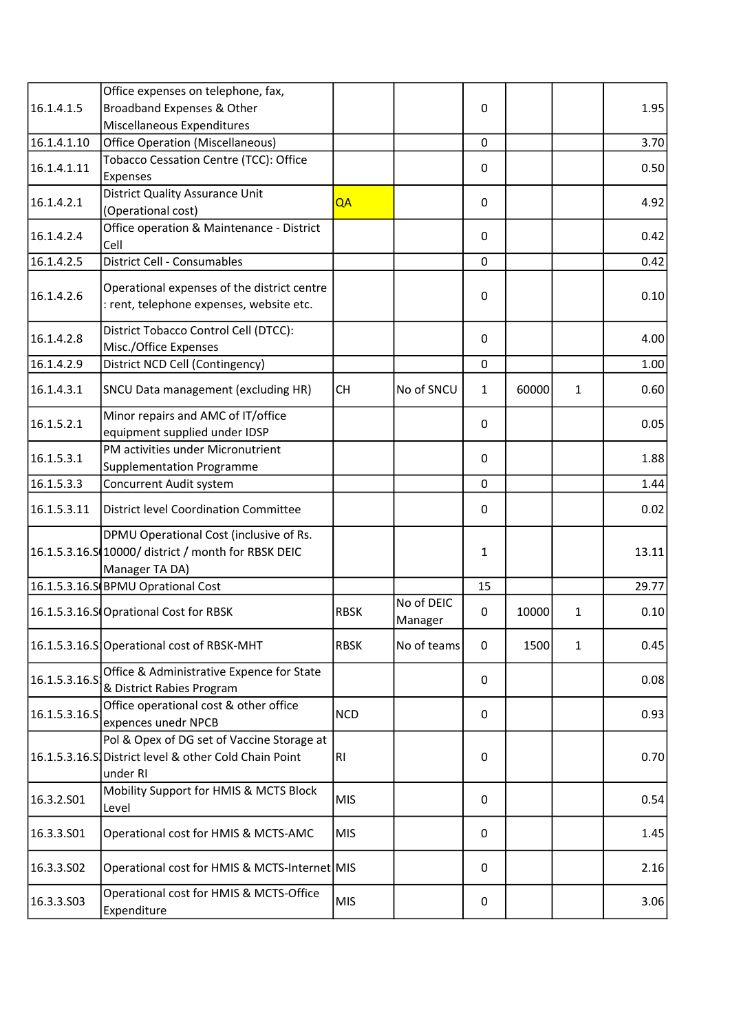| | | | | | | | |
|---|---|---|---|---|---|---|---|
| 16.1.4.1.5 | Office expenses on telephone, fax, Broadband Expenses & Other Miscellaneous Expenditures | | | 0 | | | 1.95 |
| 16.1.4.1.10 | Office Operation (Miscellaneous) | | | 0 | | | 3.70 |
| 16.1.4.1.11 | Tobacco Cessation Centre (TCC): Office Expenses | | | 0 | | | 0.50 |
| 16.1.4.2.1 | District Quality Assurance Unit (Operational cost) | QA | | 0 | | | 4.92 |
| 16.1.4.2.4 | Office operation & Maintenance - District Cell | | | 0 | | | 0.42 |
| 16.1.4.2.5 | District Cell - Consumables | | | 0 | | | 0.42 |
| 16.1.4.2.6 | Operational expenses of the district centre : rent, telephone expenses, website etc. | | | 0 | | | 0.10 |
| 16.1.4.2.8 | District Tobacco Control Cell (DTCC): Misc./Office Expenses | | | 0 | | | 4.00 |
| 16.1.4.2.9 | District NCD Cell (Contingency) | | | 0 | | | 1.00 |
| 16.1.4.3.1 | SNCU Data management (excluding HR) | CH | No of SNCU | 1 | 60000 | 1 | 0.60 |
| 16.1.5.2.1 | Minor repairs and AMC of IT/office equipment supplied under IDSP | | | 0 | | | 0.05 |
| 16.1.5.3.1 | PM activities under Micronutrient Supplementation Programme | | | 0 | | | 1.88 |
| 16.1.5.3.3 | Concurrent Audit system | | | 0 | | | 1.44 |
| 16.1.5.3.11 | District level Coordination Committee | | | 0 | | | 0.02 |
| 16.1.5.3.16.S | DPMU Operational Cost (inclusive of Rs. 10000/ district / month for RBSK DEIC Manager TA DA) | | | 1 | | | 13.11 |
| 16.1.5.3.16.S | BPMU Oprational Cost | | | 15 | | | 29.77 |
| 16.1.5.3.16.S | Oprational Cost for RBSK | RBSK | No of DEIC Manager | 0 | 10000 | 1 | 0.10 |
| 16.1.5.3.16.S | Operational cost of RBSK-MHT | RBSK | No of teams | 0 | 1500 | 1 | 0.45 |
| 16.1.5.3.16.S | Office & Administrative Expence for State & District Rabies Program | | | 0 | | | 0.08 |
| 16.1.5.3.16.S | Office operational cost & other office expences unedr NPCB | NCD | | 0 | | | 0.93 |
| 16.1.5.3.16.S | Pol & Opex of DG set of Vaccine Storage at District level & other Cold Chain Point under RI | RI | | 0 | | | 0.70 |
| 16.3.2.S01 | Mobility Support for HMIS & MCTS Block Level | MIS | | 0 | | | 0.54 |
| 16.3.3.S01 | Operational cost for HMIS & MCTS-AMC | MIS | | 0 | | | 1.45 |
| 16.3.3.S02 | Operational cost for HMIS & MCTS-Internet | MIS | | 0 | | | 2.16 |
| 16.3.3.S03 | Operational cost for HMIS & MCTS-Office Expenditure | MIS | | 0 | | | 3.06 |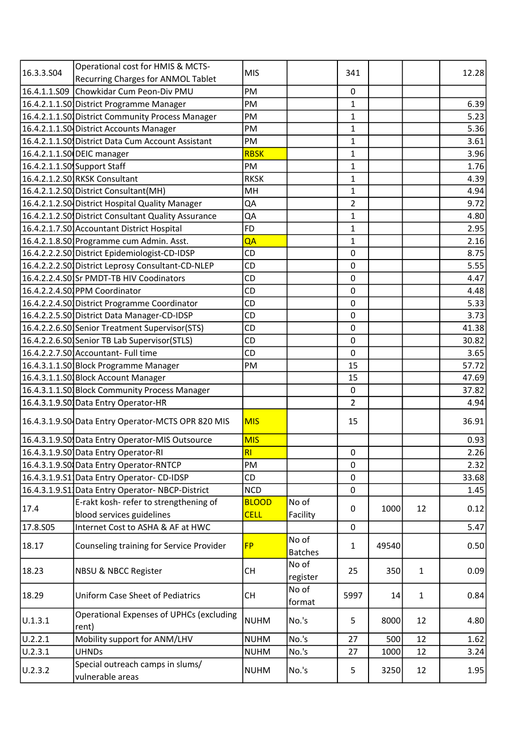| | | | | | | | |
|---|---|---|---|---|---|---|---|
| 16.3.3.S04 | Operational cost for HMIS & MCTS- Recurring Charges for ANMOL Tablet | MIS | | 341 | | | 12.28 |
| 16.4.1.1.S09 | Chowkidar Cum Peon-Div PMU | PM | | 0 | | | |
| 16.4.2.1.1.S0 | District Programme Manager | PM | | 1 | | | 6.39 |
| 16.4.2.1.1.S0 | District Community Process Manager | PM | | 1 | | | 5.23 |
| 16.4.2.1.1.S0 | District Accounts Manager | PM | | 1 | | | 5.36 |
| 16.4.2.1.1.S0 | District Data Cum Account Assistant | PM | | 1 | | | 3.61 |
| 16.4.2.1.1.S0 | DEIC manager | RBSK | | 1 | | | 3.96 |
| 16.4.2.1.1.S0 | Support Staff | PM | | 1 | | | 1.76 |
| 16.4.2.1.2.S0 | RKSK Consultant | RKSK | | 1 | | | 4.39 |
| 16.4.2.1.2.S0 | District Consultant(MH) | MH | | 1 | | | 4.94 |
| 16.4.2.1.2.S0 | District Hospital Quality Manager | QA | | 2 | | | 9.72 |
| 16.4.2.1.2.S0 | District Consultant Quality Assurance | QA | | 1 | | | 4.80 |
| 16.4.2.1.7.S0 | Accountant District Hospital | FD | | 1 | | | 2.95 |
| 16.4.2.1.8.S0 | Programme cum Admin. Asst. | QA | | 1 | | | 2.16 |
| 16.4.2.2.2.S0 | District Epidemiologist-CD-IDSP | CD | | 0 | | | 8.75 |
| 16.4.2.2.2.S0 | District Leprosy Consultant-CD-NLEP | CD | | 0 | | | 5.55 |
| 16.4.2.2.4.S0 | Sr PMDT-TB HIV Coodinators | CD | | 0 | | | 4.47 |
| 16.4.2.2.4.S0 | PPM Coordinator | CD | | 0 | | | 4.48 |
| 16.4.2.2.4.S0 | District Programme Coordinator | CD | | 0 | | | 5.33 |
| 16.4.2.2.5.S0 | District Data Manager-CD-IDSP | CD | | 0 | | | 3.73 |
| 16.4.2.2.6.S0 | Senior Treatment Supervisor(STS) | CD | | 0 | | | 41.38 |
| 16.4.2.2.6.S0 | Senior TB Lab Supervisor(STLS) | CD | | 0 | | | 30.82 |
| 16.4.2.2.7.S0 | Accountant- Full time | CD | | 0 | | | 3.65 |
| 16.4.3.1.1.S0 | Block Programme Manager | PM | | 15 | | | 57.72 |
| 16.4.3.1.1.S0 | Block Account Manager | | | 15 | | | 47.69 |
| 16.4.3.1.1.S0 | Block Community Process Manager | | | 0 | | | 37.82 |
| 16.4.3.1.9.S0 | Data Entry Operator-HR | | | 2 | | | 4.94 |
| 16.4.3.1.9.S0 | Data Entry Operator-MCTS OPR 820 MIS | MIS | | 15 | | | 36.91 |
| 16.4.3.1.9.S0 | Data Entry Operator-MIS Outsource | MIS | | | | | 0.93 |
| 16.4.3.1.9.S0 | Data Entry Operator-RI | RI | | 0 | | | 2.26 |
| 16.4.3.1.9.S0 | Data Entry Operator-RNTCP | PM | | 0 | | | 2.32 |
| 16.4.3.1.9.S1 | Data Entry Operator- CD-IDSP | CD | | 0 | | | 33.68 |
| 16.4.3.1.9.S1 | Data Entry Operator- NBCP-District | NCD | | 0 | | | 1.45 |
| 17.4 | E-rakt kosh- refer to strengthening of blood services guidelines | BLOOD CELL | No of Facility | 0 | 1000 | 12 | 0.12 |
| 17.8.S05 | Internet Cost to ASHA & AF at HWC | | | 0 | | | 5.47 |
| 18.17 | Counseling training for Service Provider | FP | No of Batches | 1 | 49540 | | 0.50 |
| 18.23 | NBSU & NBCC Register | CH | No of register | 25 | 350 | 1 | 0.09 |
| 18.29 | Uniform Case Sheet of Pediatrics | CH | No of format | 5997 | 14 | 1 | 0.84 |
| U.1.3.1 | Operational Expenses of UPHCs (excluding rent) | NUHM | No.'s | 5 | 8000 | 12 | 4.80 |
| U.2.2.1 | Mobility support for ANM/LHV | NUHM | No.'s | 27 | 500 | 12 | 1.62 |
| U.2.3.1 | UHNDs | NUHM | No.'s | 27 | 1000 | 12 | 3.24 |
| U.2.3.2 | Special outreach camps in slums/ vulnerable areas | NUHM | No.'s | 5 | 3250 | 12 | 1.95 |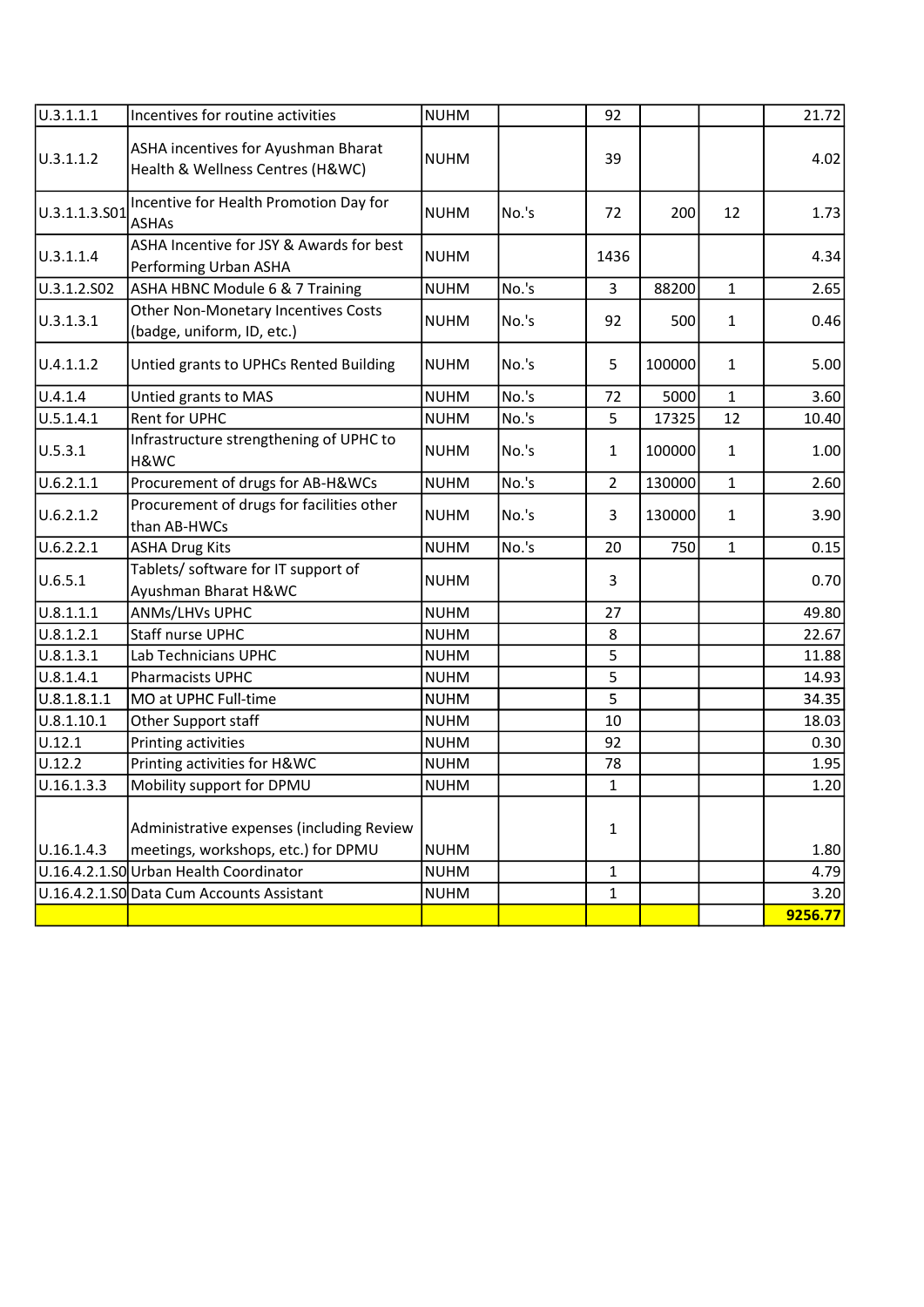| | | | | | | | |
|---|---|---|---|---|---|---|---|
| U.3.1.1.1 | Incentives for routine activities | NUHM | | 92 | | | 21.72 |
| U.3.1.1.2 | ASHA incentives for Ayushman Bharat Health & Wellness Centres (H&WC) | NUHM | | 39 | | | 4.02 |
| U.3.1.1.3.S01 | Incentive for Health Promotion Day for ASHAs | NUHM | No.'s | 72 | 200 | 12 | 1.73 |
| U.3.1.1.4 | ASHA Incentive for JSY & Awards for best Performing Urban ASHA | NUHM | | 1436 | | | 4.34 |
| U.3.1.2.S02 | ASHA HBNC Module 6 & 7 Training | NUHM | No.'s | 3 | 88200 | 1 | 2.65 |
| U.3.1.3.1 | Other Non-Monetary Incentives Costs (badge, uniform, ID, etc.) | NUHM | No.'s | 92 | 500 | 1 | 0.46 |
| U.4.1.1.2 | Untied grants to UPHCs Rented Building | NUHM | No.'s | 5 | 100000 | 1 | 5.00 |
| U.4.1.4 | Untied grants to MAS | NUHM | No.'s | 72 | 5000 | 1 | 3.60 |
| U.5.1.4.1 | Rent for UPHC | NUHM | No.'s | 5 | 17325 | 12 | 10.40 |
| U.5.3.1 | Infrastructure strengthening of UPHC to H&WC | NUHM | No.'s | 1 | 100000 | 1 | 1.00 |
| U.6.2.1.1 | Procurement of drugs for AB-H&WCs | NUHM | No.'s | 2 | 130000 | 1 | 2.60 |
| U.6.2.1.2 | Procurement of drugs for facilities other than AB-HWCs | NUHM | No.'s | 3 | 130000 | 1 | 3.90 |
| U.6.2.2.1 | ASHA Drug Kits | NUHM | No.'s | 20 | 750 | 1 | 0.15 |
| U.6.5.1 | Tablets/ software for IT support of Ayushman Bharat H&WC | NUHM | | 3 | | | 0.70 |
| U.8.1.1.1 | ANMs/LHVs UPHC | NUHM | | 27 | | | 49.80 |
| U.8.1.2.1 | Staff nurse UPHC | NUHM | | 8 | | | 22.67 |
| U.8.1.3.1 | Lab Technicians UPHC | NUHM | | 5 | | | 11.88 |
| U.8.1.4.1 | Pharmacists UPHC | NUHM | | 5 | | | 14.93 |
| U.8.1.8.1.1 | MO at UPHC Full-time | NUHM | | 5 | | | 34.35 |
| U.8.1.10.1 | Other Support staff | NUHM | | 10 | | | 18.03 |
| U.12.1 | Printing activities | NUHM | | 92 | | | 0.30 |
| U.12.2 | Printing activities for H&WC | NUHM | | 78 | | | 1.95 |
| U.16.1.3.3 | Mobility support for DPMU | NUHM | | 1 | | | 1.20 |
| U.16.1.4.3 | Administrative expenses (including Review meetings, workshops, etc.) for DPMU | NUHM | | 1 | | | 1.80 |
| U.16.4.2.1.S0 | Urban Health Coordinator | NUHM | | 1 | | | 4.79 |
| U.16.4.2.1.S0 | Data Cum Accounts Assistant | NUHM | | 1 | | | 3.20 |
| | | | | | | | **9256.77** |